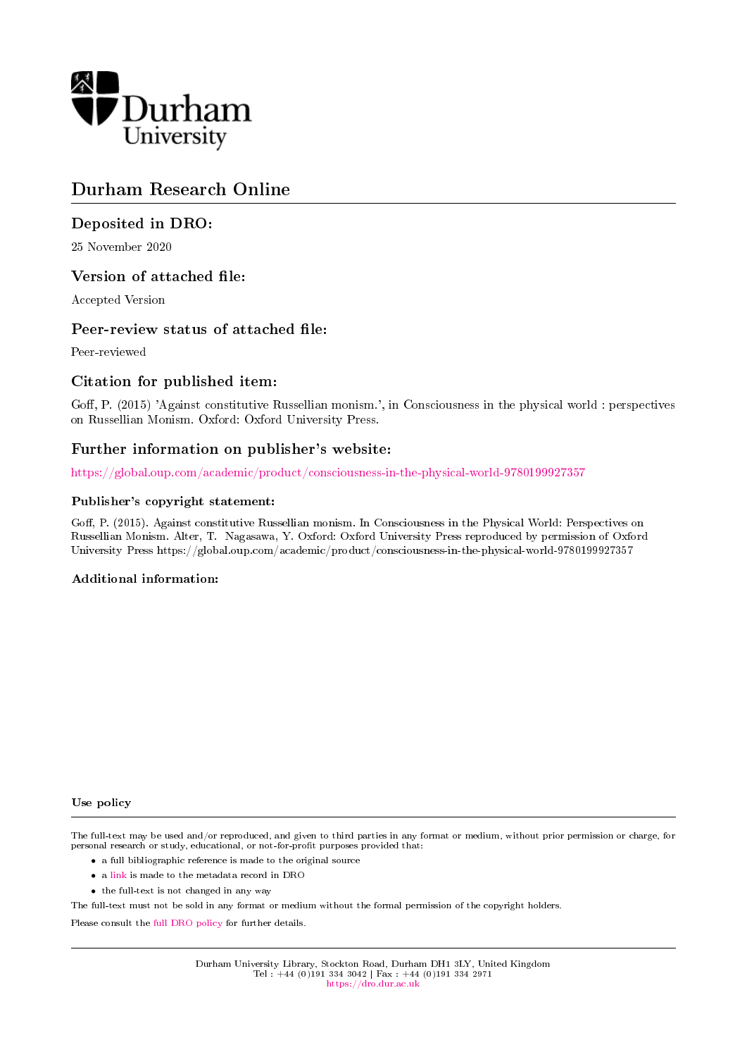Durham University

# Durham Research Online

## Deposited in DRO:

25 November 2020

## Version of attached file:

Accepted Version

## Peer-review status of attached file:

Peer-reviewed

## Citation for published item:

Goff, P. (2015) 'Against constitutive Russellian monism.', in Consciousness in the physical world : perspectives on Russellian Monism. Oxford: Oxford University Press.

## Further information on publisher's website:

https://global.oup.com/academic/product/consciousness-in-the-physical-world-9780199927357

### Publisher's copyright statement:

Goff, P. (2015). Against constitutive Russellian monism. In Consciousness in the Physical World: Perspectives on Russellian Monism. Alter, T. Nagasawa, Y. Oxford: Oxford University Press reproduced by permission of Oxford University Press https://global.oup.com/academic/product/consciousness-in-the-physical-world-9780199927357

### Additional information:

### Use policy

The full-text may be used and/or reproduced, and given to third parties in any format or medium, without prior permission or charge, for personal research or study, educational, or not-for-profit purposes provided that:

- a full bibliographic reference is made to the original source
- a link is made to the metadata record in DRO
- the full-text is not changed in any way

The full-text must not be sold in any format or medium without the formal permission of the copyright holders.

Please consult the full DRO policy for further details.

Durham University Library, Stockton Road, Durham DH1 3LY, United Kingdom
Tel : +44 (0)191 334 3042 | Fax : +44 (0)191 334 2971
https://dro.dur.ac.uk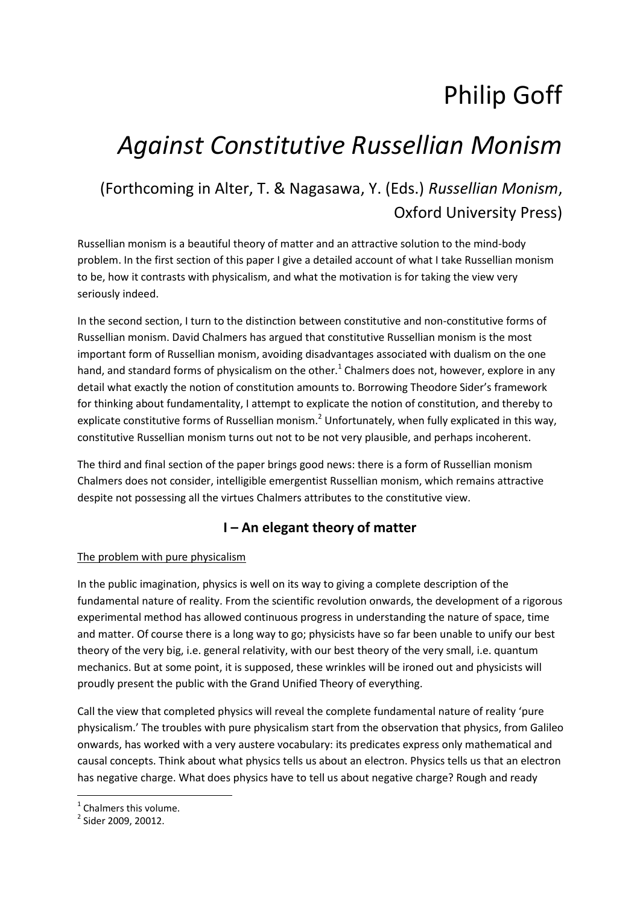# Philip Goff

# *Against Constitutive Russellian Monism*

## (Forthcoming in Alter, T. & Nagasawa, Y. (Eds.) *Russellian Monism*, Oxford University Press)

Russellian monism is a beautiful theory of matter and an attractive solution to the mind-body problem. In the first section of this paper I give a detailed account of what I take Russellian monism to be, how it contrasts with physicalism, and what the motivation is for taking the view very seriously indeed.

In the second section, I turn to the distinction between constitutive and non-constitutive forms of Russellian monism. David Chalmers has argued that constitutive Russellian monism is the most important form of Russellian monism, avoiding disadvantages associated with dualism on the one hand, and standard forms of physicalism on the other.[1] Chalmers does not, however, explore in any detail what exactly the notion of constitution amounts to. Borrowing Theodore Sider's framework for thinking about fundamentality, I attempt to explicate the notion of constitution, and thereby to explicate constitutive forms of Russellian monism.[2] Unfortunately, when fully explicated in this way, constitutive Russellian monism turns out not to be not very plausible, and perhaps incoherent.

The third and final section of the paper brings good news: there is a form of Russellian monism Chalmers does not consider, intelligible emergentist Russellian monism, which remains attractive despite not possessing all the virtues Chalmers attributes to the constitutive view.

### I – An elegant theory of matter

The problem with pure physicalism

In the public imagination, physics is well on its way to giving a complete description of the fundamental nature of reality. From the scientific revolution onwards, the development of a rigorous experimental method has allowed continuous progress in understanding the nature of space, time and matter. Of course there is a long way to go; physicists have so far been unable to unify our best theory of the very big, i.e. general relativity, with our best theory of the very small, i.e. quantum mechanics. But at some point, it is supposed, these wrinkles will be ironed out and physicists will proudly present the public with the Grand Unified Theory of everything.

Call the view that completed physics will reveal the complete fundamental nature of reality 'pure physicalism.' The troubles with pure physicalism start from the observation that physics, from Galileo onwards, has worked with a very austere vocabulary: its predicates express only mathematical and causal concepts. Think about what physics tells us about an electron. Physics tells us that an electron has negative charge. What does physics have to tell us about negative charge? Rough and ready

[1] Chalmers this volume.

[2] Sider 2009, 20012.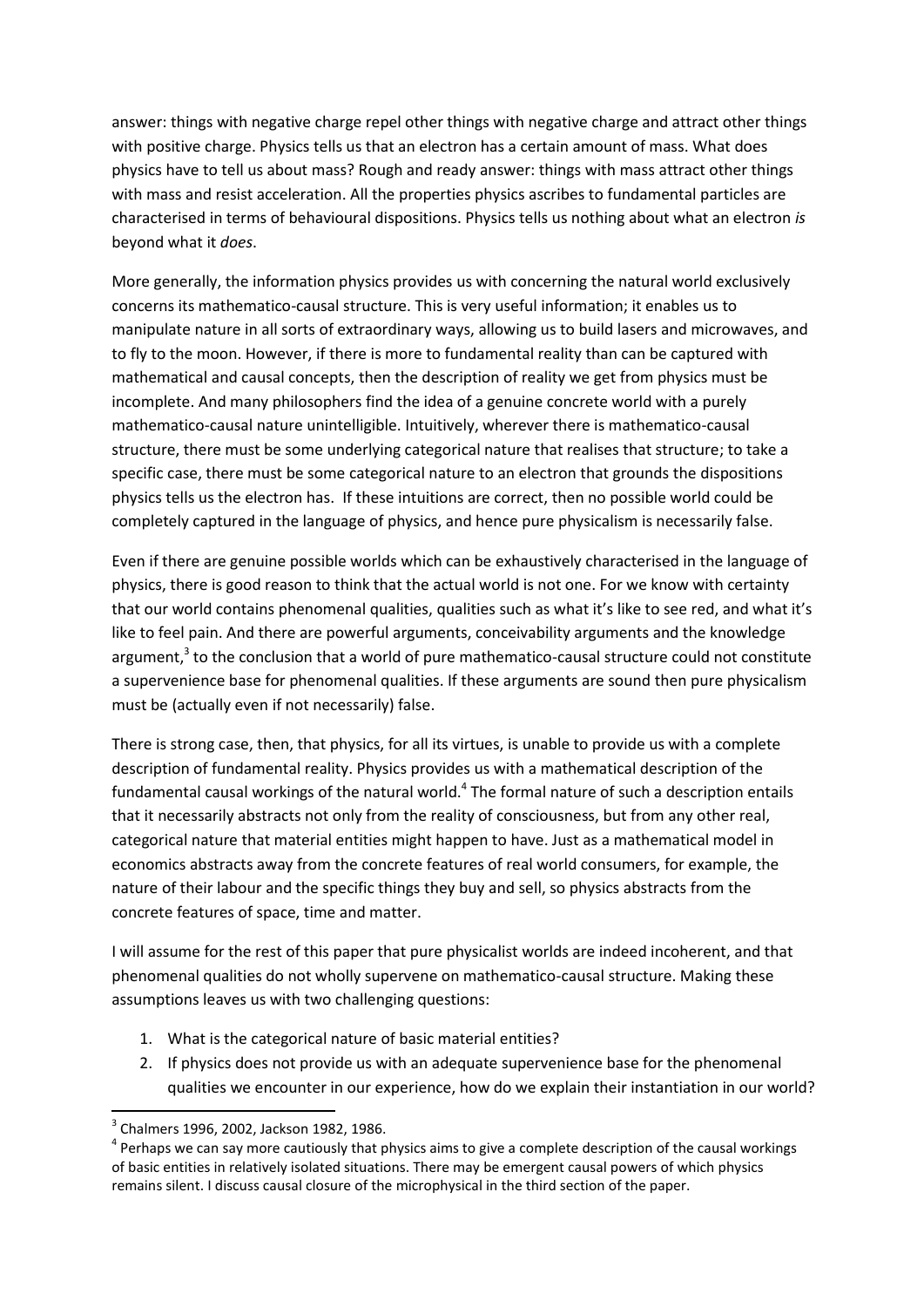answer: things with negative charge repel other things with negative charge and attract other things with positive charge. Physics tells us that an electron has a certain amount of mass. What does physics have to tell us about mass? Rough and ready answer: things with mass attract other things with mass and resist acceleration. All the properties physics ascribes to fundamental particles are characterised in terms of behavioural dispositions. Physics tells us nothing about what an electron *is* beyond what it *does*.

More generally, the information physics provides us with concerning the natural world exclusively concerns its mathematico-causal structure. This is very useful information; it enables us to manipulate nature in all sorts of extraordinary ways, allowing us to build lasers and microwaves, and to fly to the moon. However, if there is more to fundamental reality than can be captured with mathematical and causal concepts, then the description of reality we get from physics must be incomplete. And many philosophers find the idea of a genuine concrete world with a purely mathematico-causal nature unintelligible. Intuitively, wherever there is mathematico-causal structure, there must be some underlying categorical nature that realises that structure; to take a specific case, there must be some categorical nature to an electron that grounds the dispositions physics tells us the electron has. If these intuitions are correct, then no possible world could be completely captured in the language of physics, and hence pure physicalism is necessarily false.

Even if there are genuine possible worlds which can be exhaustively characterised in the language of physics, there is good reason to think that the actual world is not one. For we know with certainty that our world contains phenomenal qualities, qualities such as what it's like to see red, and what it's like to feel pain. And there are powerful arguments, conceivability arguments and the knowledge argument,[3] to the conclusion that a world of pure mathematico-causal structure could not constitute a supervenience base for phenomenal qualities. If these arguments are sound then pure physicalism must be (actually even if not necessarily) false.

There is strong case, then, that physics, for all its virtues, is unable to provide us with a complete description of fundamental reality. Physics provides us with a mathematical description of the fundamental causal workings of the natural world.[4] The formal nature of such a description entails that it necessarily abstracts not only from the reality of consciousness, but from any other real, categorical nature that material entities might happen to have. Just as a mathematical model in economics abstracts away from the concrete features of real world consumers, for example, the nature of their labour and the specific things they buy and sell, so physics abstracts from the concrete features of space, time and matter.

I will assume for the rest of this paper that pure physicalist worlds are indeed incoherent, and that phenomenal qualities do not wholly supervene on mathematico-causal structure. Making these assumptions leaves us with two challenging questions:

1. What is the categorical nature of basic material entities?
2. If physics does not provide us with an adequate supervenience base for the phenomenal qualities we encounter in our experience, how do we explain their instantiation in our world?

---

[3] Chalmers 1996, 2002, Jackson 1982, 1986.

[4] Perhaps we can say more cautiously that physics aims to give a complete description of the causal workings of basic entities in relatively isolated situations. There may be emergent causal powers of which physics remains silent. I discuss causal closure of the microphysical in the third section of the paper.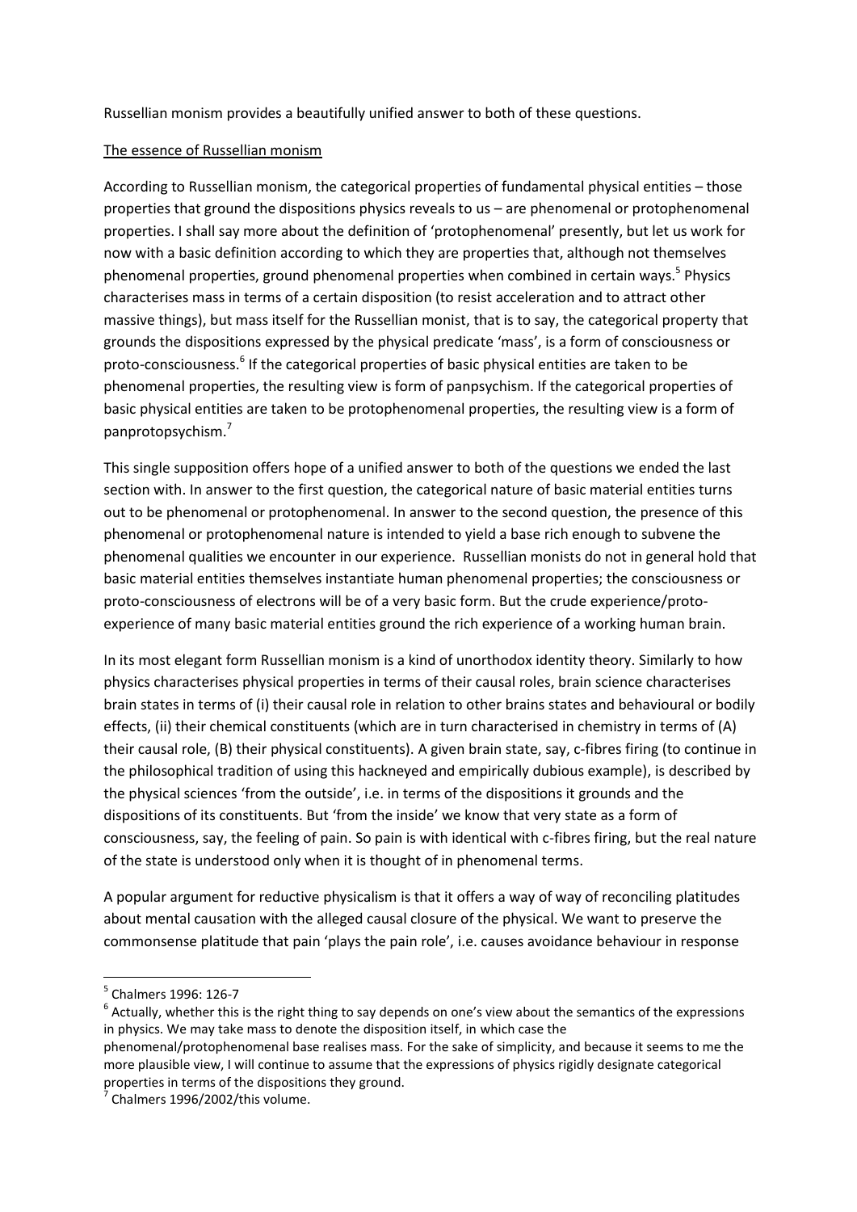Russellian monism provides a beautifully unified answer to both of these questions.

<u>The essence of Russellian monism</u>

According to Russellian monism, the categorical properties of fundamental physical entities – those properties that ground the dispositions physics reveals to us – are phenomenal or protophenomenal properties. I shall say more about the definition of 'protophenomenal' presently, but let us work for now with a basic definition according to which they are properties that, although not themselves phenomenal properties, ground phenomenal properties when combined in certain ways.[5] Physics characterises mass in terms of a certain disposition (to resist acceleration and to attract other massive things), but mass itself for the Russellian monist, that is to say, the categorical property that grounds the dispositions expressed by the physical predicate 'mass', is a form of consciousness or proto-consciousness.[6] If the categorical properties of basic physical entities are taken to be phenomenal properties, the resulting view is form of panpsychism. If the categorical properties of basic physical entities are taken to be protophenomenal properties, the resulting view is a form of panprotopsychism.[7]

This single supposition offers hope of a unified answer to both of the questions we ended the last section with. In answer to the first question, the categorical nature of basic material entities turns out to be phenomenal or protophenomenal. In answer to the second question, the presence of this phenomenal or protophenomenal nature is intended to yield a base rich enough to subvene the phenomenal qualities we encounter in our experience. Russellian monists do not in general hold that basic material entities themselves instantiate human phenomenal properties; the consciousness or proto-consciousness of electrons will be of a very basic form. But the crude experience/proto-experience of many basic material entities ground the rich experience of a working human brain.

In its most elegant form Russellian monism is a kind of unorthodox identity theory. Similarly to how physics characterises physical properties in terms of their causal roles, brain science characterises brain states in terms of (i) their causal role in relation to other brains states and behavioural or bodily effects, (ii) their chemical constituents (which are in turn characterised in chemistry in terms of (A) their causal role, (B) their physical constituents). A given brain state, say, c-fibres firing (to continue in the philosophical tradition of using this hackneyed and empirically dubious example), is described by the physical sciences 'from the outside', i.e. in terms of the dispositions it grounds and the dispositions of its constituents. But 'from the inside' we know that very state as a form of consciousness, say, the feeling of pain. So pain is with identical with c-fibres firing, but the real nature of the state is understood only when it is thought of in phenomenal terms.

A popular argument for reductive physicalism is that it offers a way of way of reconciling platitudes about mental causation with the alleged causal closure of the physical. We want to preserve the commonsense platitude that pain 'plays the pain role', i.e. causes avoidance behaviour in response

---

[5] Chalmers 1996: 126-7

[6] Actually, whether this is the right thing to say depends on one's view about the semantics of the expressions in physics. We may take mass to denote the disposition itself, in which case the phenomenal/protophenomenal base realises mass. For the sake of simplicity, and because it seems to me the more plausible view, I will continue to assume that the expressions of physics rigidly designate categorical properties in terms of the dispositions they ground.

[7] Chalmers 1996/2002/this volume.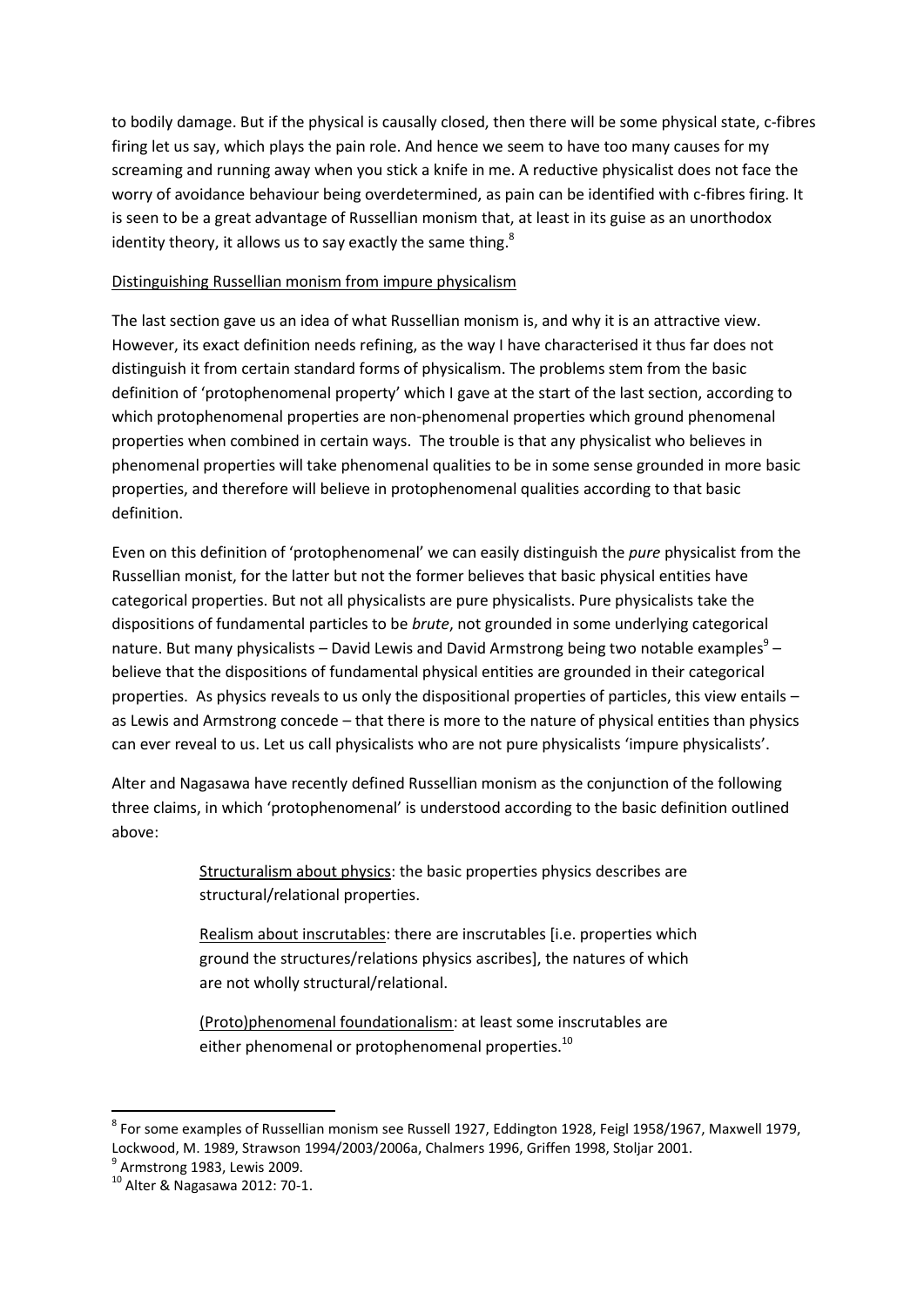to bodily damage. But if the physical is causally closed, then there will be some physical state, c-fibres firing let us say, which plays the pain role. And hence we seem to have too many causes for my screaming and running away when you stick a knife in me. A reductive physicalist does not face the worry of avoidance behaviour being overdetermined, as pain can be identified with c-fibres firing. It is seen to be a great advantage of Russellian monism that, at least in its guise as an unorthodox identity theory, it allows us to say exactly the same thing.[8]

Distinguishing Russellian monism from impure physicalism

The last section gave us an idea of what Russellian monism is, and why it is an attractive view. However, its exact definition needs refining, as the way I have characterised it thus far does not distinguish it from certain standard forms of physicalism. The problems stem from the basic definition of 'protophenomenal property' which I gave at the start of the last section, according to which protophenomenal properties are non-phenomenal properties which ground phenomenal properties when combined in certain ways. The trouble is that any physicalist who believes in phenomenal properties will take phenomenal qualities to be in some sense grounded in more basic properties, and therefore will believe in protophenomenal qualities according to that basic definition.

Even on this definition of 'protophenomenal' we can easily distinguish the *pure* physicalist from the Russellian monist, for the latter but not the former believes that basic physical entities have categorical properties. But not all physicalists are pure physicalists. Pure physicalists take the dispositions of fundamental particles to be *brute*, not grounded in some underlying categorical nature. But many physicalists – David Lewis and David Armstrong being two notable examples[9] – believe that the dispositions of fundamental physical entities are grounded in their categorical properties. As physics reveals to us only the dispositional properties of particles, this view entails – as Lewis and Armstrong concede – that there is more to the nature of physical entities than physics can ever reveal to us. Let us call physicalists who are not pure physicalists 'impure physicalists'.

Alter and Nagasawa have recently defined Russellian monism as the conjunction of the following three claims, in which 'protophenomenal' is understood according to the basic definition outlined above:

> Structuralism about physics: the basic properties physics describes are structural/relational properties.
>
> Realism about inscrutables: there are inscrutables [i.e. properties which ground the structures/relations physics ascribes], the natures of which are not wholly structural/relational.
>
> (Proto)phenomenal foundationalism: at least some inscrutables are either phenomenal or protophenomenal properties.[10]

---

[8] For some examples of Russellian monism see Russell 1927, Eddington 1928, Feigl 1958/1967, Maxwell 1979, Lockwood, M. 1989, Strawson 1994/2003/2006a, Chalmers 1996, Griffen 1998, Stoljar 2001.

[9] Armstrong 1983, Lewis 2009.

[10] Alter & Nagasawa 2012: 70-1.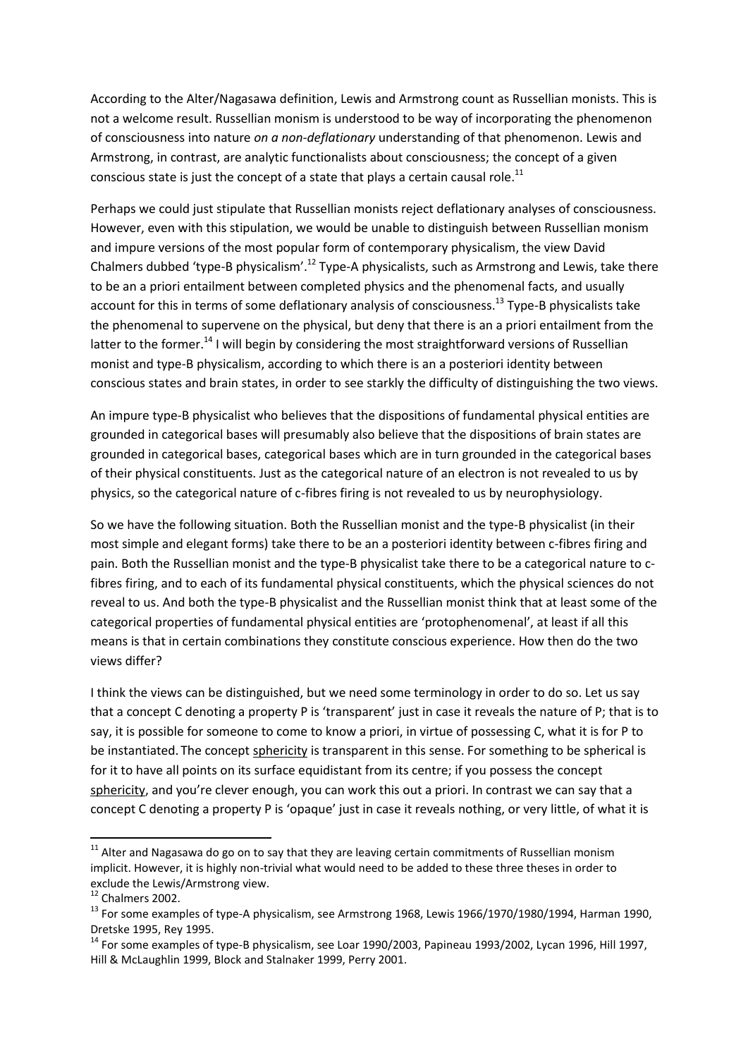According to the Alter/Nagasawa definition, Lewis and Armstrong count as Russellian monists. This is not a welcome result. Russellian monism is understood to be way of incorporating the phenomenon of consciousness into nature *on a non-deflationary* understanding of that phenomenon. Lewis and Armstrong, in contrast, are analytic functionalists about consciousness; the concept of a given conscious state is just the concept of a state that plays a certain causal role.[11]

Perhaps we could just stipulate that Russellian monists reject deflationary analyses of consciousness. However, even with this stipulation, we would be unable to distinguish between Russellian monism and impure versions of the most popular form of contemporary physicalism, the view David Chalmers dubbed 'type-B physicalism'.[12] Type-A physicalists, such as Armstrong and Lewis, take there to be an a priori entailment between completed physics and the phenomenal facts, and usually account for this in terms of some deflationary analysis of consciousness.[13] Type-B physicalists take the phenomenal to supervene on the physical, but deny that there is an a priori entailment from the latter to the former.[14] I will begin by considering the most straightforward versions of Russellian monist and type-B physicalism, according to which there is an a posteriori identity between conscious states and brain states, in order to see starkly the difficulty of distinguishing the two views.

An impure type-B physicalist who believes that the dispositions of fundamental physical entities are grounded in categorical bases will presumably also believe that the dispositions of brain states are grounded in categorical bases, categorical bases which are in turn grounded in the categorical bases of their physical constituents. Just as the categorical nature of an electron is not revealed to us by physics, so the categorical nature of c-fibres firing is not revealed to us by neurophysiology.

So we have the following situation. Both the Russellian monist and the type-B physicalist (in their most simple and elegant forms) take there to be an a posteriori identity between c-fibres firing and pain. Both the Russellian monist and the type-B physicalist take there to be a categorical nature to c-fibres firing, and to each of its fundamental physical constituents, which the physical sciences do not reveal to us. And both the type-B physicalist and the Russellian monist think that at least some of the categorical properties of fundamental physical entities are 'protophenomenal', at least if all this means is that in certain combinations they constitute conscious experience. How then do the two views differ?

I think the views can be distinguished, but we need some terminology in order to do so. Let us say that a concept C denoting a property P is 'transparent' just in case it reveals the nature of P; that is to say, it is possible for someone to come to know a priori, in virtue of possessing C, what it is for P to be instantiated. The concept <u>sphericity</u> is transparent in this sense. For something to be spherical is for it to have all points on its surface equidistant from its centre; if you possess the concept <u>sphericity</u>, and you're clever enough, you can work this out a priori. In contrast we can say that a concept C denoting a property P is 'opaque' just in case it reveals nothing, or very little, of what it is

---

[11] Alter and Nagasawa do go on to say that they are leaving certain commitments of Russellian monism implicit. However, it is highly non-trivial what would need to be added to these three theses in order to exclude the Lewis/Armstrong view.

[12] Chalmers 2002.

[13] For some examples of type-A physicalism, see Armstrong 1968, Lewis 1966/1970/1980/1994, Harman 1990, Dretske 1995, Rey 1995.

[14] For some examples of type-B physicalism, see Loar 1990/2003, Papineau 1993/2002, Lycan 1996, Hill 1997, Hill & McLaughlin 1999, Block and Stalnaker 1999, Perry 2001.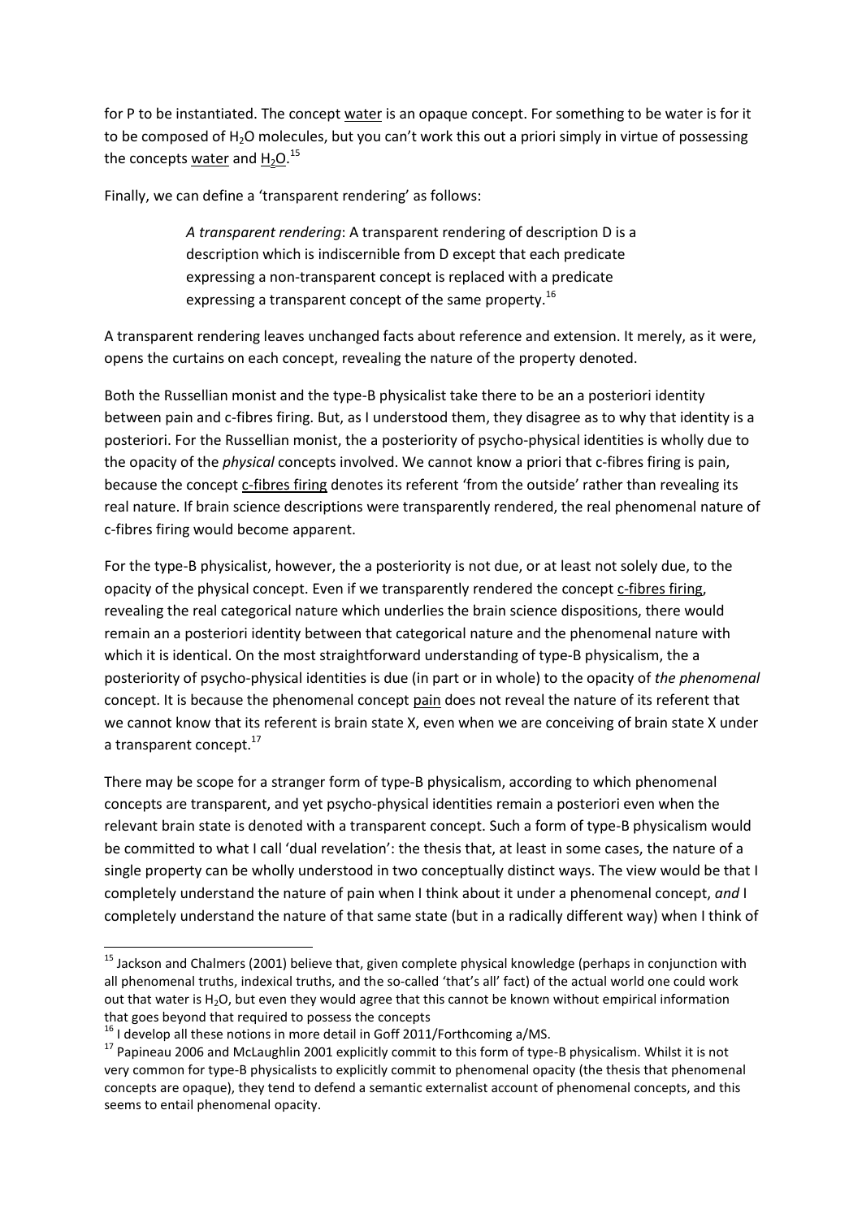for P to be instantiated. The concept water is an opaque concept. For something to be water is for it to be composed of $H_2O$ molecules, but you can't work this out a priori simply in virtue of possessing the concepts water and $H_2O$.[15]

Finally, we can define a 'transparent rendering' as follows:

> *A transparent rendering*: A transparent rendering of description D is a description which is indiscernible from D except that each predicate expressing a non-transparent concept is replaced with a predicate expressing a transparent concept of the same property.[16]

A transparent rendering leaves unchanged facts about reference and extension. It merely, as it were, opens the curtains on each concept, revealing the nature of the property denoted.

Both the Russellian monist and the type-B physicalist take there to be an a posteriori identity between pain and c-fibres firing. But, as I understood them, they disagree as to why that identity is a posteriori. For the Russellian monist, the a posteriority of psycho-physical identities is wholly due to the opacity of the *physical* concepts involved. We cannot know a priori that c-fibres firing is pain, because the concept c-fibres firing denotes its referent 'from the outside' rather than revealing its real nature. If brain science descriptions were transparently rendered, the real phenomenal nature of c-fibres firing would become apparent.

For the type-B physicalist, however, the a posteriority is not due, or at least not solely due, to the opacity of the physical concept. Even if we transparently rendered the concept c-fibres firing, revealing the real categorical nature which underlies the brain science dispositions, there would remain an a posteriori identity between that categorical nature and the phenomenal nature with which it is identical. On the most straightforward understanding of type-B physicalism, the a posteriority of psycho-physical identities is due (in part or in whole) to the opacity of *the phenomenal* concept. It is because the phenomenal concept pain does not reveal the nature of its referent that we cannot know that its referent is brain state X, even when we are conceiving of brain state X under a transparent concept.[17]

There may be scope for a stranger form of type-B physicalism, according to which phenomenal concepts are transparent, and yet psycho-physical identities remain a posteriori even when the relevant brain state is denoted with a transparent concept. Such a form of type-B physicalism would be committed to what I call 'dual revelation': the thesis that, at least in some cases, the nature of a single property can be wholly understood in two conceptually distinct ways. The view would be that I completely understand the nature of pain when I think about it under a phenomenal concept, *and* I completely understand the nature of that same state (but in a radically different way) when I think of

---

[15] Jackson and Chalmers (2001) believe that, given complete physical knowledge (perhaps in conjunction with all phenomenal truths, indexical truths, and the so-called 'that's all' fact) of the actual world one could work out that water is $H_2O$, but even they would agree that this cannot be known without empirical information that goes beyond that required to possess the concepts

[16] I develop all these notions in more detail in Goff 2011/Forthcoming a/MS.

[17] Papineau 2006 and McLaughlin 2001 explicitly commit to this form of type-B physicalism. Whilst it is not very common for type-B physicalists to explicitly commit to phenomenal opacity (the thesis that phenomenal concepts are opaque), they tend to defend a semantic externalist account of phenomenal concepts, and this seems to entail phenomenal opacity.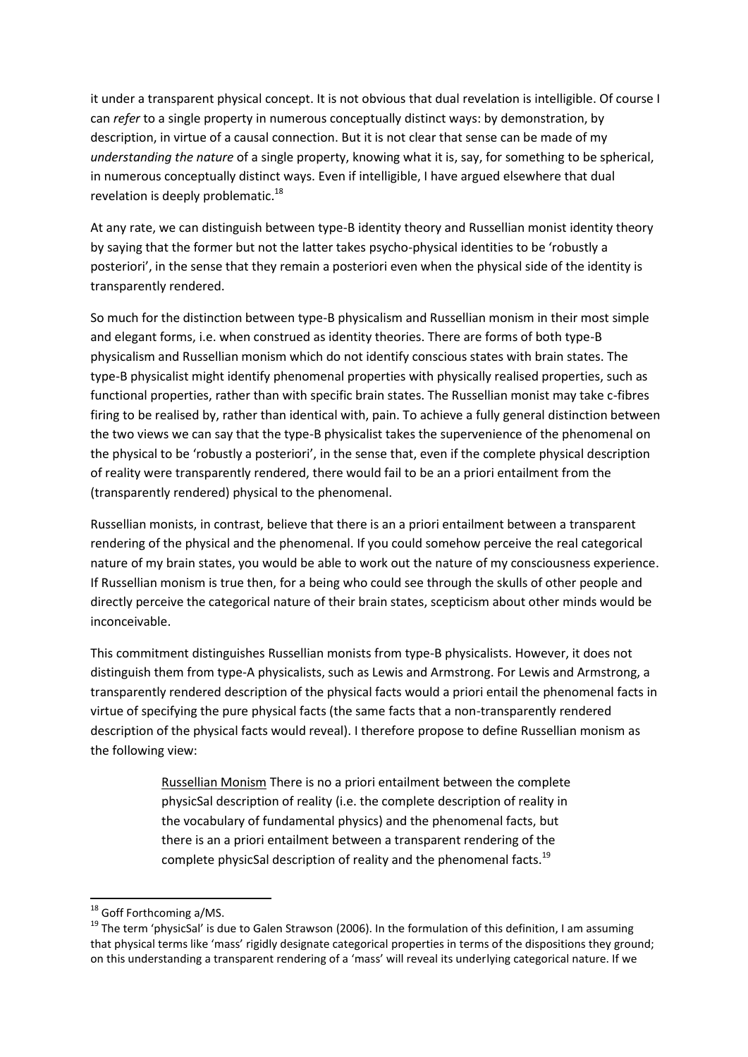it under a transparent physical concept. It is not obvious that dual revelation is intelligible. Of course I can *refer* to a single property in numerous conceptually distinct ways: by demonstration, by description, in virtue of a causal connection. But it is not clear that sense can be made of my *understanding the nature* of a single property, knowing what it is, say, for something to be spherical, in numerous conceptually distinct ways. Even if intelligible, I have argued elsewhere that dual revelation is deeply problematic.[18]

At any rate, we can distinguish between type-B identity theory and Russellian monist identity theory by saying that the former but not the latter takes psycho-physical identities to be 'robustly a posteriori', in the sense that they remain a posteriori even when the physical side of the identity is transparently rendered.

So much for the distinction between type-B physicalism and Russellian monism in their most simple and elegant forms, i.e. when construed as identity theories. There are forms of both type-B physicalism and Russellian monism which do not identify conscious states with brain states. The type-B physicalist might identify phenomenal properties with physically realised properties, such as functional properties, rather than with specific brain states. The Russellian monist may take c-fibres firing to be realised by, rather than identical with, pain. To achieve a fully general distinction between the two views we can say that the type-B physicalist takes the supervenience of the phenomenal on the physical to be 'robustly a posteriori', in the sense that, even if the complete physical description of reality were transparently rendered, there would fail to be an a priori entailment from the (transparently rendered) physical to the phenomenal.

Russellian monists, in contrast, believe that there is an a priori entailment between a transparent rendering of the physical and the phenomenal. If you could somehow perceive the real categorical nature of my brain states, you would be able to work out the nature of my consciousness experience. If Russellian monism is true then, for a being who could see through the skulls of other people and directly perceive the categorical nature of their brain states, scepticism about other minds would be inconceivable.

This commitment distinguishes Russellian monists from type-B physicalists. However, it does not distinguish them from type-A physicalists, such as Lewis and Armstrong. For Lewis and Armstrong, a transparently rendered description of the physical facts would a priori entail the phenomenal facts in virtue of specifying the pure physical facts (the same facts that a non-transparently rendered description of the physical facts would reveal). I therefore propose to define Russellian monism as the following view:

> Russellian Monism There is no a priori entailment between the complete physicSal description of reality (i.e. the complete description of reality in the vocabulary of fundamental physics) and the phenomenal facts, but there is an a priori entailment between a transparent rendering of the complete physicSal description of reality and the phenomenal facts.[19]

---

[18] Goff Forthcoming a/MS.

[19] The term 'physicSal' is due to Galen Strawson (2006). In the formulation of this definition, I am assuming that physical terms like 'mass' rigidly designate categorical properties in terms of the dispositions they ground; on this understanding a transparent rendering of a 'mass' will reveal its underlying categorical nature. If we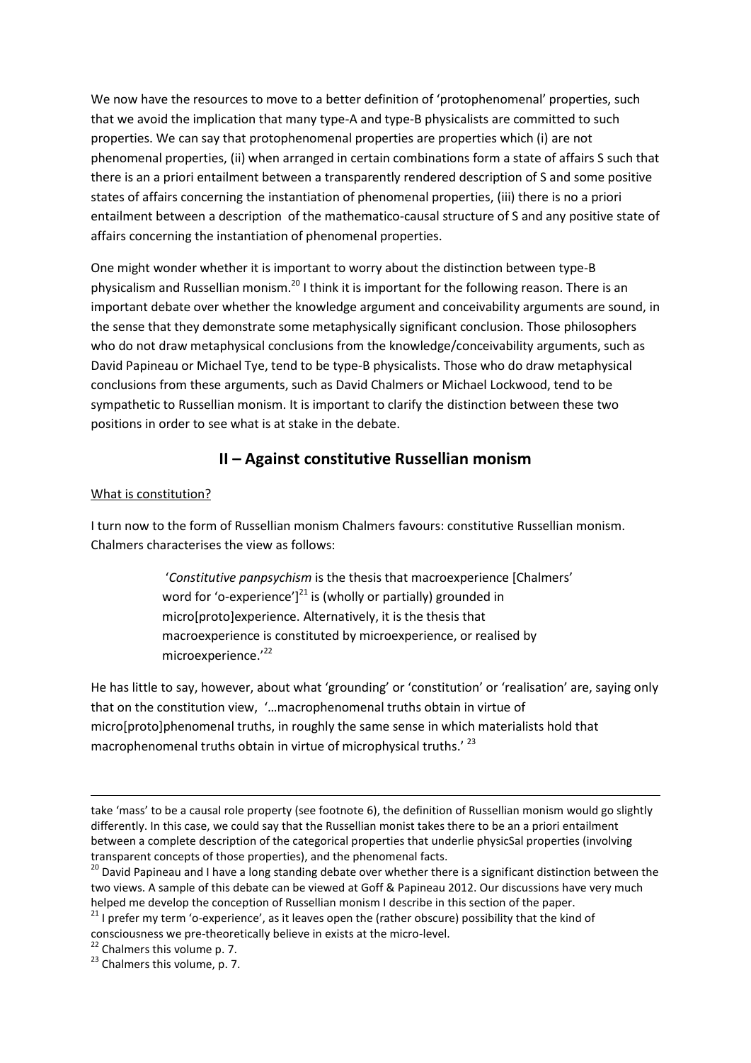We now have the resources to move to a better definition of 'protophenomenal' properties, such that we avoid the implication that many type-A and type-B physicalists are committed to such properties. We can say that protophenomenal properties are properties which (i) are not phenomenal properties, (ii) when arranged in certain combinations form a state of affairs S such that there is an a priori entailment between a transparently rendered description of S and some positive states of affairs concerning the instantiation of phenomenal properties, (iii) there is no a priori entailment between a description of the mathematico-causal structure of S and any positive state of affairs concerning the instantiation of phenomenal properties.

One might wonder whether it is important to worry about the distinction between type-B physicalism and Russellian monism.[20] I think it is important for the following reason. There is an important debate over whether the knowledge argument and conceivability arguments are sound, in the sense that they demonstrate some metaphysically significant conclusion. Those philosophers who do not draw metaphysical conclusions from the knowledge/conceivability arguments, such as David Papineau or Michael Tye, tend to be type-B physicalists. Those who do draw metaphysical conclusions from these arguments, such as David Chalmers or Michael Lockwood, tend to be sympathetic to Russellian monism. It is important to clarify the distinction between these two positions in order to see what is at stake in the debate.

## II – Against constitutive Russellian monism

What is constitution?

I turn now to the form of Russellian monism Chalmers favours: constitutive Russellian monism. Chalmers characterises the view as follows:

> '*Constitutive panpsychism* is the thesis that macroexperience [Chalmers' word for 'o-experience'][21] is (wholly or partially) grounded in micro[proto]experience. Alternatively, it is the thesis that macroexperience is constituted by microexperience, or realised by microexperience.'[22]

He has little to say, however, about what 'grounding' or 'constitution' or 'realisation' are, saying only that on the constitution view, '…macrophenomenal truths obtain in virtue of micro[proto]phenomenal truths, in roughly the same sense in which materialists hold that macrophenomenal truths obtain in virtue of microphysical truths.' [23]

---

take 'mass' to be a causal role property (see footnote 6), the definition of Russellian monism would go slightly differently. In this case, we could say that the Russellian monist takes there to be an a priori entailment between a complete description of the categorical properties that underlie physicSal properties (involving transparent concepts of those properties), and the phenomenal facts.

[20] David Papineau and I have a long standing debate over whether there is a significant distinction between the two views. A sample of this debate can be viewed at Goff & Papineau 2012. Our discussions have very much helped me develop the conception of Russellian monism I describe in this section of the paper.

[21] I prefer my term 'o-experience', as it leaves open the (rather obscure) possibility that the kind of consciousness we pre-theoretically believe in exists at the micro-level.

[22] Chalmers this volume p. 7.

[23] Chalmers this volume, p. 7.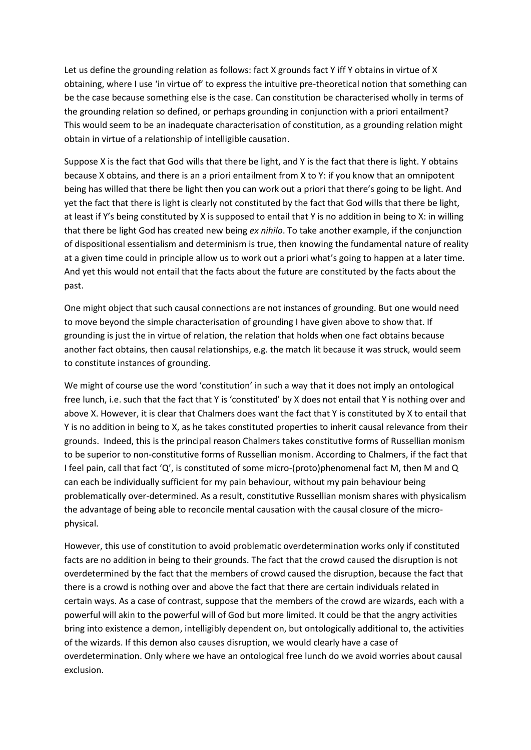Let us define the grounding relation as follows: fact X grounds fact Y iff Y obtains in virtue of X obtaining, where I use 'in virtue of' to express the intuitive pre-theoretical notion that something can be the case because something else is the case. Can constitution be characterised wholly in terms of the grounding relation so defined, or perhaps grounding in conjunction with a priori entailment? This would seem to be an inadequate characterisation of constitution, as a grounding relation might obtain in virtue of a relationship of intelligible causation.

Suppose X is the fact that God wills that there be light, and Y is the fact that there is light. Y obtains because X obtains, and there is an a priori entailment from X to Y: if you know that an omnipotent being has willed that there be light then you can work out a priori that there's going to be light. And yet the fact that there is light is clearly not constituted by the fact that God wills that there be light, at least if Y's being constituted by X is supposed to entail that Y is no addition in being to X: in willing that there be light God has created new being *ex nihilo*. To take another example, if the conjunction of dispositional essentialism and determinism is true, then knowing the fundamental nature of reality at a given time could in principle allow us to work out a priori what's going to happen at a later time. And yet this would not entail that the facts about the future are constituted by the facts about the past.

One might object that such causal connections are not instances of grounding. But one would need to move beyond the simple characterisation of grounding I have given above to show that. If grounding is just the in virtue of relation, the relation that holds when one fact obtains because another fact obtains, then causal relationships, e.g. the match lit because it was struck, would seem to constitute instances of grounding.

We might of course use the word 'constitution' in such a way that it does not imply an ontological free lunch, i.e. such that the fact that Y is 'constituted' by X does not entail that Y is nothing over and above X. However, it is clear that Chalmers does want the fact that Y is constituted by X to entail that Y is no addition in being to X, as he takes constituted properties to inherit causal relevance from their grounds. Indeed, this is the principal reason Chalmers takes constitutive forms of Russellian monism to be superior to non-constitutive forms of Russellian monism. According to Chalmers, if the fact that I feel pain, call that fact 'Q', is constituted of some micro-(proto)phenomenal fact M, then M and Q can each be individually sufficient for my pain behaviour, without my pain behaviour being problematically over-determined. As a result, constitutive Russellian monism shares with physicalism the advantage of being able to reconcile mental causation with the causal closure of the micro-physical.

However, this use of constitution to avoid problematic overdetermination works only if constituted facts are no addition in being to their grounds. The fact that the crowd caused the disruption is not overdetermined by the fact that the members of crowd caused the disruption, because the fact that there is a crowd is nothing over and above the fact that there are certain individuals related in certain ways. As a case of contrast, suppose that the members of the crowd are wizards, each with a powerful will akin to the powerful will of God but more limited. It could be that the angry activities bring into existence a demon, intelligibly dependent on, but ontologically additional to, the activities of the wizards. If this demon also causes disruption, we would clearly have a case of overdetermination. Only where we have an ontological free lunch do we avoid worries about causal exclusion.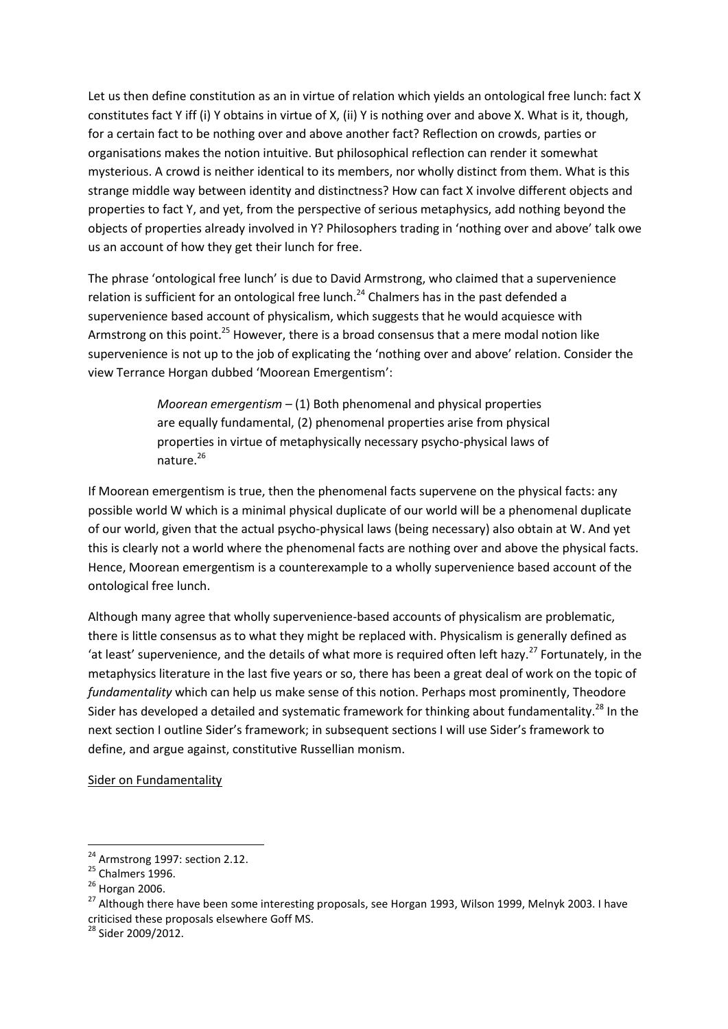Let us then define constitution as an in virtue of relation which yields an ontological free lunch: fact X constitutes fact Y iff (i) Y obtains in virtue of X, (ii) Y is nothing over and above X. What is it, though, for a certain fact to be nothing over and above another fact? Reflection on crowds, parties or organisations makes the notion intuitive. But philosophical reflection can render it somewhat mysterious. A crowd is neither identical to its members, nor wholly distinct from them. What is this strange middle way between identity and distinctness? How can fact X involve different objects and properties to fact Y, and yet, from the perspective of serious metaphysics, add nothing beyond the objects of properties already involved in Y? Philosophers trading in 'nothing over and above' talk owe us an account of how they get their lunch for free.

The phrase 'ontological free lunch' is due to David Armstrong, who claimed that a supervenience relation is sufficient for an ontological free lunch.[24] Chalmers has in the past defended a supervenience based account of physicalism, which suggests that he would acquiesce with Armstrong on this point.[25] However, there is a broad consensus that a mere modal notion like supervenience is not up to the job of explicating the 'nothing over and above' relation. Consider the view Terrance Horgan dubbed 'Moorean Emergentism':

> *Moorean emergentism* – (1) Both phenomenal and physical properties are equally fundamental, (2) phenomenal properties arise from physical properties in virtue of metaphysically necessary psycho-physical laws of nature.[26]

If Moorean emergentism is true, then the phenomenal facts supervene on the physical facts: any possible world W which is a minimal physical duplicate of our world will be a phenomenal duplicate of our world, given that the actual psycho-physical laws (being necessary) also obtain at W. And yet this is clearly not a world where the phenomenal facts are nothing over and above the physical facts. Hence, Moorean emergentism is a counterexample to a wholly supervenience based account of the ontological free lunch.

Although many agree that wholly supervenience-based accounts of physicalism are problematic, there is little consensus as to what they might be replaced with. Physicalism is generally defined as 'at least' supervenience, and the details of what more is required often left hazy.[27] Fortunately, in the metaphysics literature in the last five years or so, there has been a great deal of work on the topic of *fundamentality* which can help us make sense of this notion. Perhaps most prominently, Theodore Sider has developed a detailed and systematic framework for thinking about fundamentality.[28] In the next section I outline Sider's framework; in subsequent sections I will use Sider's framework to define, and argue against, constitutive Russellian monism.

## Sider on Fundamentality

---

[24] Armstrong 1997: section 2.12.

[25] Chalmers 1996.

[26] Horgan 2006.

[27] Although there have been some interesting proposals, see Horgan 1993, Wilson 1999, Melnyk 2003. I have criticised these proposals elsewhere Goff MS.

[28] Sider 2009/2012.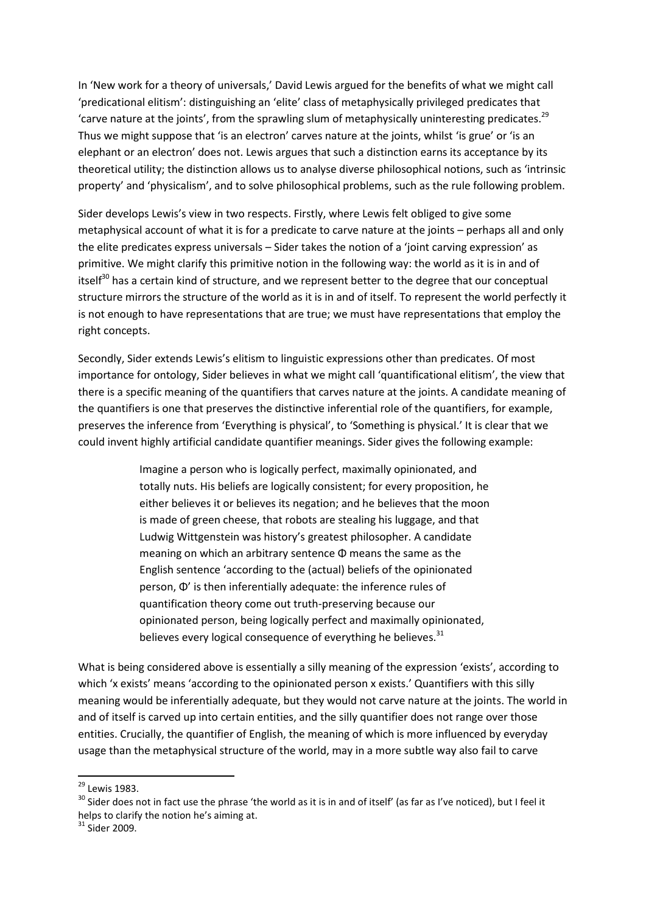In 'New work for a theory of universals,' David Lewis argued for the benefits of what we might call 'predicational elitism': distinguishing an 'elite' class of metaphysically privileged predicates that 'carve nature at the joints', from the sprawling slum of metaphysically uninteresting predicates.[29] Thus we might suppose that 'is an electron' carves nature at the joints, whilst 'is grue' or 'is an elephant or an electron' does not. Lewis argues that such a distinction earns its acceptance by its theoretical utility; the distinction allows us to analyse diverse philosophical notions, such as 'intrinsic property' and 'physicalism', and to solve philosophical problems, such as the rule following problem.

Sider develops Lewis's view in two respects. Firstly, where Lewis felt obliged to give some metaphysical account of what it is for a predicate to carve nature at the joints – perhaps all and only the elite predicates express universals – Sider takes the notion of a 'joint carving expression' as primitive. We might clarify this primitive notion in the following way: the world as it is in and of itself[30] has a certain kind of structure, and we represent better to the degree that our conceptual structure mirrors the structure of the world as it is in and of itself. To represent the world perfectly it is not enough to have representations that are true; we must have representations that employ the right concepts.

Secondly, Sider extends Lewis's elitism to linguistic expressions other than predicates. Of most importance for ontology, Sider believes in what we might call 'quantificational elitism', the view that there is a specific meaning of the quantifiers that carves nature at the joints. A candidate meaning of the quantifiers is one that preserves the distinctive inferential role of the quantifiers, for example, preserves the inference from 'Everything is physical', to 'Something is physical.' It is clear that we could invent highly artificial candidate quantifier meanings. Sider gives the following example:

> Imagine a person who is logically perfect, maximally opinionated, and totally nuts. His beliefs are logically consistent; for every proposition, he either believes it or believes its negation; and he believes that the moon is made of green cheese, that robots are stealing his luggage, and that Ludwig Wittgenstein was history's greatest philosopher. A candidate meaning on which an arbitrary sentence Φ means the same as the English sentence 'according to the (actual) beliefs of the opinionated person, Φ' is then inferentially adequate: the inference rules of quantification theory come out truth-preserving because our opinionated person, being logically perfect and maximally opinionated, believes every logical consequence of everything he believes.[31]

What is being considered above is essentially a silly meaning of the expression 'exists', according to which 'x exists' means 'according to the opinionated person x exists.' Quantifiers with this silly meaning would be inferentially adequate, but they would not carve nature at the joints. The world in and of itself is carved up into certain entities, and the silly quantifier does not range over those entities. Crucially, the quantifier of English, the meaning of which is more influenced by everyday usage than the metaphysical structure of the world, may in a more subtle way also fail to carve

[29] Lewis 1983.

[30] Sider does not in fact use the phrase 'the world as it is in and of itself' (as far as I've noticed), but I feel it helps to clarify the notion he's aiming at.

[31] Sider 2009.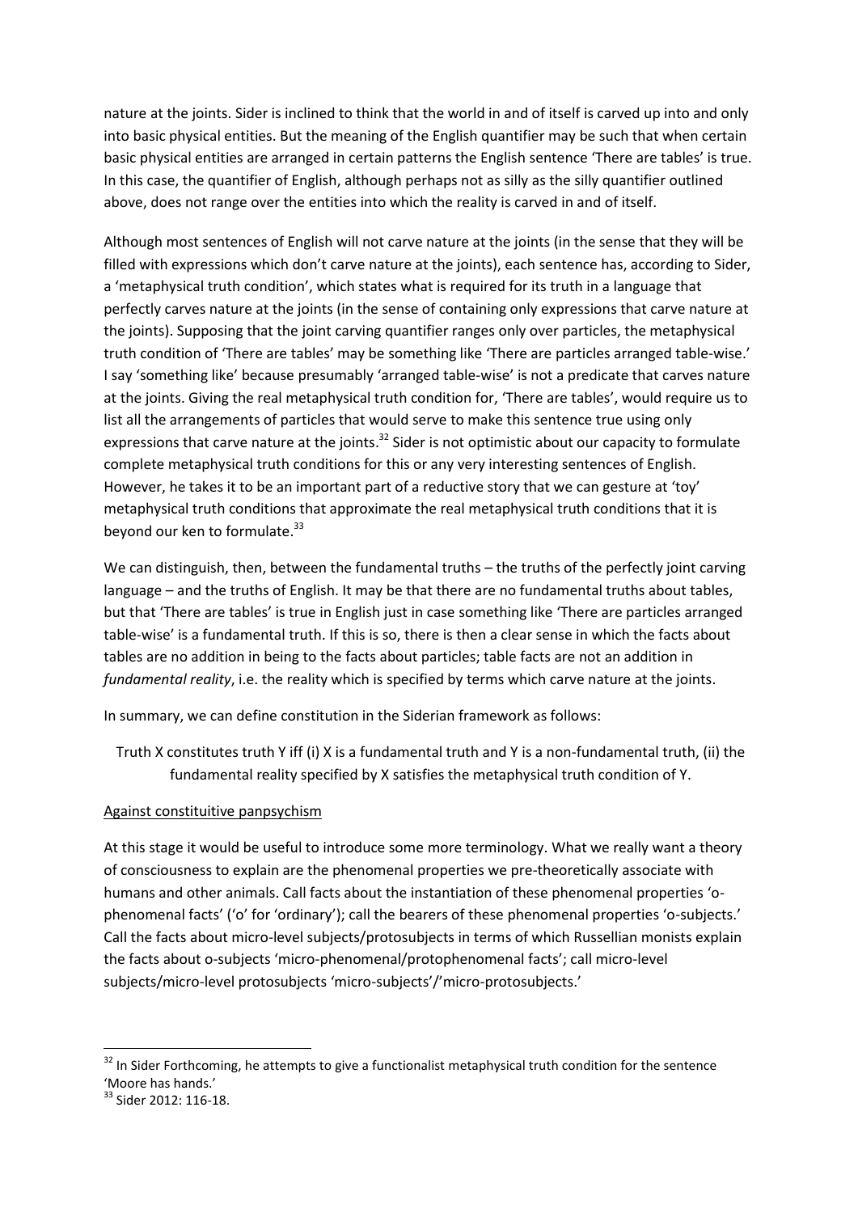nature at the joints. Sider is inclined to think that the world in and of itself is carved up into and only into basic physical entities. But the meaning of the English quantifier may be such that when certain basic physical entities are arranged in certain patterns the English sentence 'There are tables' is true. In this case, the quantifier of English, although perhaps not as silly as the silly quantifier outlined above, does not range over the entities into which the reality is carved in and of itself.

Although most sentences of English will not carve nature at the joints (in the sense that they will be filled with expressions which don't carve nature at the joints), each sentence has, according to Sider, a 'metaphysical truth condition', which states what is required for its truth in a language that perfectly carves nature at the joints (in the sense of containing only expressions that carve nature at the joints). Supposing that the joint carving quantifier ranges only over particles, the metaphysical truth condition of 'There are tables' may be something like 'There are particles arranged table-wise.' I say 'something like' because presumably 'arranged table-wise' is not a predicate that carves nature at the joints. Giving the real metaphysical truth condition for, 'There are tables', would require us to list all the arrangements of particles that would serve to make this sentence true using only expressions that carve nature at the joints.[32] Sider is not optimistic about our capacity to formulate complete metaphysical truth conditions for this or any very interesting sentences of English. However, he takes it to be an important part of a reductive story that we can gesture at 'toy' metaphysical truth conditions that approximate the real metaphysical truth conditions that it is beyond our ken to formulate.[33]

We can distinguish, then, between the fundamental truths – the truths of the perfectly joint carving language – and the truths of English. It may be that there are no fundamental truths about tables, but that 'There are tables' is true in English just in case something like 'There are particles arranged table-wise' is a fundamental truth. If this is so, there is then a clear sense in which the facts about tables are no addition in being to the facts about particles; table facts are not an addition in *fundamental reality*, i.e. the reality which is specified by terms which carve nature at the joints.

In summary, we can define constitution in the Siderian framework as follows:

> Truth X constitutes truth Y iff (i) X is a fundamental truth and Y is a non-fundamental truth, (ii) the fundamental reality specified by X satisfies the metaphysical truth condition of Y.

## Against constituitive panpsychism

At this stage it would be useful to introduce some more terminology. What we really want a theory of consciousness to explain are the phenomenal properties we pre-theoretically associate with humans and other animals. Call facts about the instantiation of these phenomenal properties 'o-phenomenal facts' ('o' for 'ordinary'); call the bearers of these phenomenal properties 'o-subjects.' Call the facts about micro-level subjects/protosubjects in terms of which Russellian monists explain the facts about o-subjects 'micro-phenomenal/protophenomenal facts'; call micro-level subjects/micro-level protosubjects 'micro-subjects'/'micro-protosubjects.'

---

[32] In Sider Forthcoming, he attempts to give a functionalist metaphysical truth condition for the sentence 'Moore has hands.'

[33] Sider 2012: 116-18.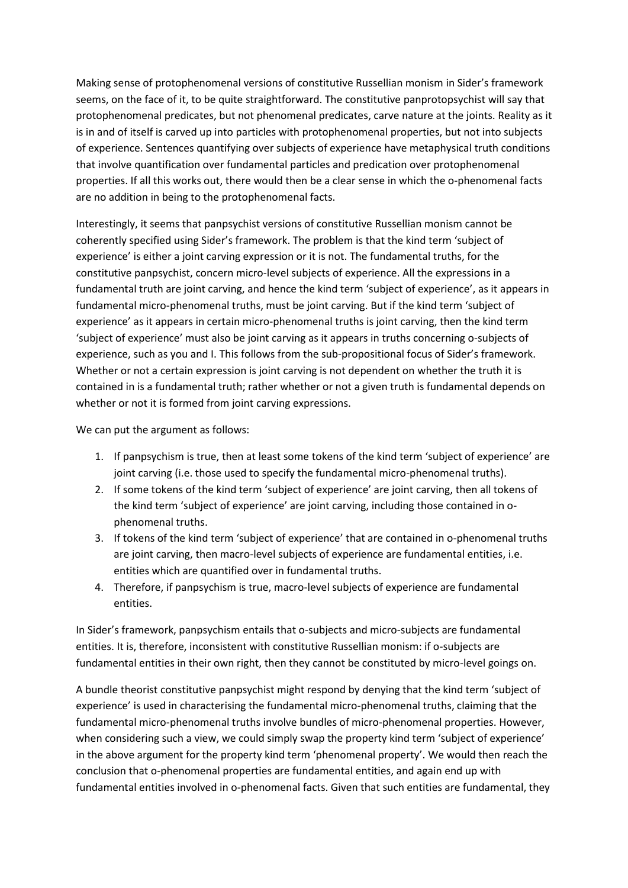Making sense of protophenomenal versions of constitutive Russellian monism in Sider's framework seems, on the face of it, to be quite straightforward. The constitutive panprotopsychist will say that protophenomenal predicates, but not phenomenal predicates, carve nature at the joints. Reality as it is in and of itself is carved up into particles with protophenomenal properties, but not into subjects of experience. Sentences quantifying over subjects of experience have metaphysical truth conditions that involve quantification over fundamental particles and predication over protophenomenal properties. If all this works out, there would then be a clear sense in which the o-phenomenal facts are no addition in being to the protophenomenal facts.

Interestingly, it seems that panpsychist versions of constitutive Russellian monism cannot be coherently specified using Sider's framework. The problem is that the kind term 'subject of experience' is either a joint carving expression or it is not. The fundamental truths, for the constitutive panpsychist, concern micro-level subjects of experience. All the expressions in a fundamental truth are joint carving, and hence the kind term 'subject of experience', as it appears in fundamental micro-phenomenal truths, must be joint carving. But if the kind term 'subject of experience' as it appears in certain micro-phenomenal truths is joint carving, then the kind term 'subject of experience' must also be joint carving as it appears in truths concerning o-subjects of experience, such as you and I. This follows from the sub-propositional focus of Sider's framework. Whether or not a certain expression is joint carving is not dependent on whether the truth it is contained in is a fundamental truth; rather whether or not a given truth is fundamental depends on whether or not it is formed from joint carving expressions.

We can put the argument as follows:

1. If panpsychism is true, then at least some tokens of the kind term 'subject of experience' are joint carving (i.e. those used to specify the fundamental micro-phenomenal truths).
2. If some tokens of the kind term 'subject of experience' are joint carving, then all tokens of the kind term 'subject of experience' are joint carving, including those contained in o-phenomenal truths.
3. If tokens of the kind term 'subject of experience' that are contained in o-phenomenal truths are joint carving, then macro-level subjects of experience are fundamental entities, i.e. entities which are quantified over in fundamental truths.
4. Therefore, if panpsychism is true, macro-level subjects of experience are fundamental entities.

In Sider's framework, panpsychism entails that o-subjects and micro-subjects are fundamental entities. It is, therefore, inconsistent with constitutive Russellian monism: if o-subjects are fundamental entities in their own right, then they cannot be constituted by micro-level goings on.

A bundle theorist constitutive panpsychist might respond by denying that the kind term 'subject of experience' is used in characterising the fundamental micro-phenomenal truths, claiming that the fundamental micro-phenomenal truths involve bundles of micro-phenomenal properties. However, when considering such a view, we could simply swap the property kind term 'subject of experience' in the above argument for the property kind term 'phenomenal property'. We would then reach the conclusion that o-phenomenal properties are fundamental entities, and again end up with fundamental entities involved in o-phenomenal facts. Given that such entities are fundamental, they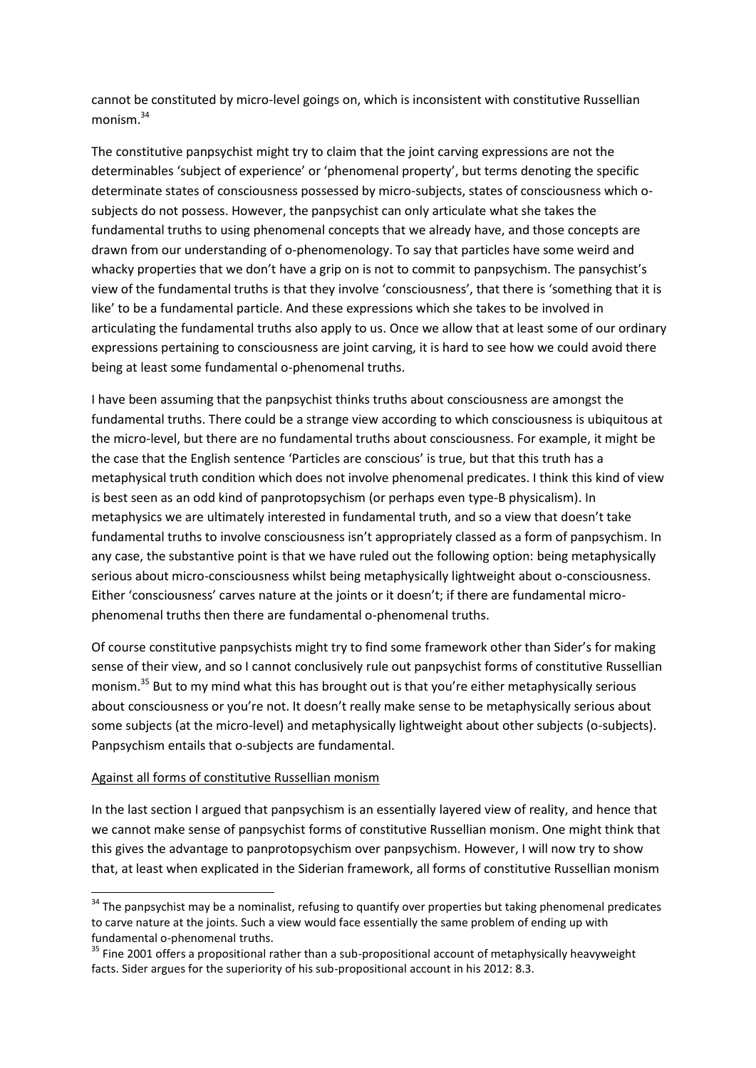cannot be constituted by micro-level goings on, which is inconsistent with constitutive Russellian monism.[34]

The constitutive panpsychist might try to claim that the joint carving expressions are not the determinables 'subject of experience' or 'phenomenal property', but terms denoting the specific determinate states of consciousness possessed by micro-subjects, states of consciousness which o-subjects do not possess. However, the panpsychist can only articulate what she takes the fundamental truths to using phenomenal concepts that we already have, and those concepts are drawn from our understanding of o-phenomenology. To say that particles have some weird and whacky properties that we don't have a grip on is not to commit to panpsychism. The pansychist's view of the fundamental truths is that they involve 'consciousness', that there is 'something that it is like' to be a fundamental particle. And these expressions which she takes to be involved in articulating the fundamental truths also apply to us. Once we allow that at least some of our ordinary expressions pertaining to consciousness are joint carving, it is hard to see how we could avoid there being at least some fundamental o-phenomenal truths.

I have been assuming that the panpsychist thinks truths about consciousness are amongst the fundamental truths. There could be a strange view according to which consciousness is ubiquitous at the micro-level, but there are no fundamental truths about consciousness. For example, it might be the case that the English sentence 'Particles are conscious' is true, but that this truth has a metaphysical truth condition which does not involve phenomenal predicates. I think this kind of view is best seen as an odd kind of panprotopsychism (or perhaps even type-B physicalism). In metaphysics we are ultimately interested in fundamental truth, and so a view that doesn't take fundamental truths to involve consciousness isn't appropriately classed as a form of panpsychism. In any case, the substantive point is that we have ruled out the following option: being metaphysically serious about micro-consciousness whilst being metaphysically lightweight about o-consciousness. Either 'consciousness' carves nature at the joints or it doesn't; if there are fundamental micro-phenomenal truths then there are fundamental o-phenomenal truths.

Of course constitutive panpsychists might try to find some framework other than Sider's for making sense of their view, and so I cannot conclusively rule out panpsychist forms of constitutive Russellian monism.[35] But to my mind what this has brought out is that you're either metaphysically serious about consciousness or you're not. It doesn't really make sense to be metaphysically serious about some subjects (at the micro-level) and metaphysically lightweight about other subjects (o-subjects). Panpsychism entails that o-subjects are fundamental.

## Against all forms of constitutive Russellian monism

In the last section I argued that panpsychism is an essentially layered view of reality, and hence that we cannot make sense of panpsychist forms of constitutive Russellian monism. One might think that this gives the advantage to panprotopsychism over panpsychism. However, I will now try to show that, at least when explicated in the Siderian framework, all forms of constitutive Russellian monism

---

[34] The panpsychist may be a nominalist, refusing to quantify over properties but taking phenomenal predicates to carve nature at the joints. Such a view would face essentially the same problem of ending up with fundamental o-phenomenal truths.

[35] Fine 2001 offers a propositional rather than a sub-propositional account of metaphysically heavyweight facts. Sider argues for the superiority of his sub-propositional account in his 2012: 8.3.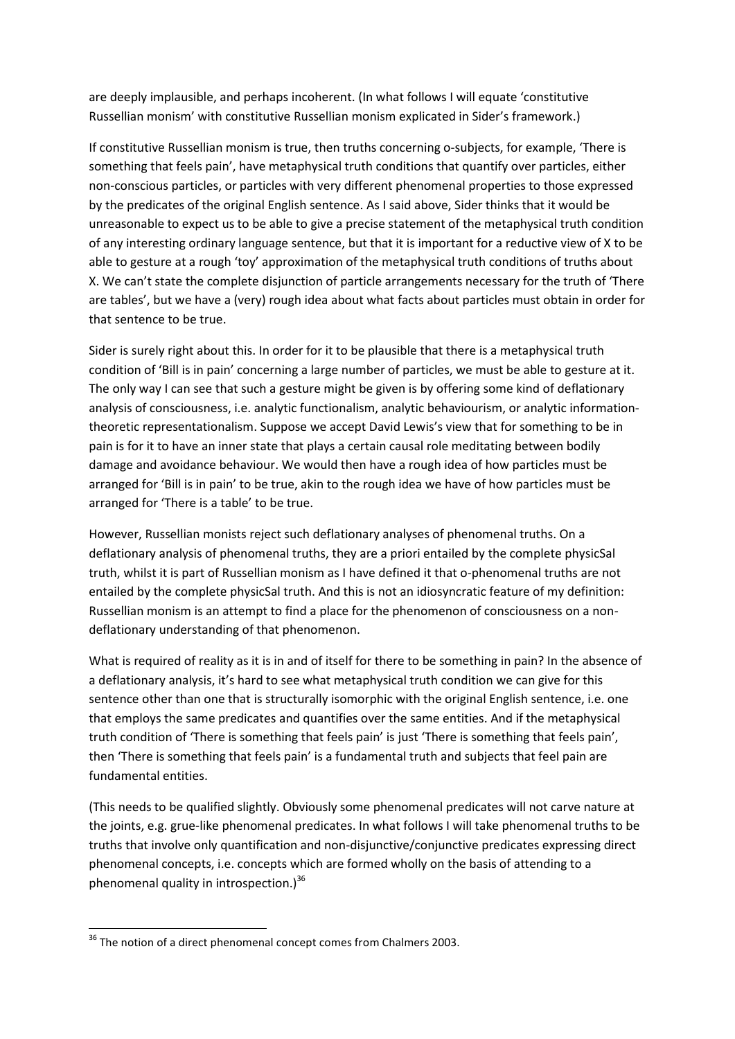are deeply implausible, and perhaps incoherent. (In what follows I will equate 'constitutive Russellian monism' with constitutive Russellian monism explicated in Sider's framework.)

If constitutive Russellian monism is true, then truths concerning o-subjects, for example, 'There is something that feels pain', have metaphysical truth conditions that quantify over particles, either non-conscious particles, or particles with very different phenomenal properties to those expressed by the predicates of the original English sentence. As I said above, Sider thinks that it would be unreasonable to expect us to be able to give a precise statement of the metaphysical truth condition of any interesting ordinary language sentence, but that it is important for a reductive view of X to be able to gesture at a rough 'toy' approximation of the metaphysical truth conditions of truths about X. We can't state the complete disjunction of particle arrangements necessary for the truth of 'There are tables', but we have a (very) rough idea about what facts about particles must obtain in order for that sentence to be true.

Sider is surely right about this. In order for it to be plausible that there is a metaphysical truth condition of 'Bill is in pain' concerning a large number of particles, we must be able to gesture at it. The only way I can see that such a gesture might be given is by offering some kind of deflationary analysis of consciousness, i.e. analytic functionalism, analytic behaviourism, or analytic information-theoretic representationalism. Suppose we accept David Lewis's view that for something to be in pain is for it to have an inner state that plays a certain causal role meditating between bodily damage and avoidance behaviour. We would then have a rough idea of how particles must be arranged for 'Bill is in pain' to be true, akin to the rough idea we have of how particles must be arranged for 'There is a table' to be true.

However, Russellian monists reject such deflationary analyses of phenomenal truths. On a deflationary analysis of phenomenal truths, they are a priori entailed by the complete physicSal truth, whilst it is part of Russellian monism as I have defined it that o-phenomenal truths are not entailed by the complete physicSal truth. And this is not an idiosyncratic feature of my definition: Russellian monism is an attempt to find a place for the phenomenon of consciousness on a non-deflationary understanding of that phenomenon.

What is required of reality as it is in and of itself for there to be something in pain? In the absence of a deflationary analysis, it's hard to see what metaphysical truth condition we can give for this sentence other than one that is structurally isomorphic with the original English sentence, i.e. one that employs the same predicates and quantifies over the same entities. And if the metaphysical truth condition of 'There is something that feels pain' is just 'There is something that feels pain', then 'There is something that feels pain' is a fundamental truth and subjects that feel pain are fundamental entities.

(This needs to be qualified slightly. Obviously some phenomenal predicates will not carve nature at the joints, e.g. grue-like phenomenal predicates. In what follows I will take phenomenal truths to be truths that involve only quantification and non-disjunctive/conjunctive predicates expressing direct phenomenal concepts, i.e. concepts which are formed wholly on the basis of attending to a phenomenal quality in introspection.)[36]

[36] The notion of a direct phenomenal concept comes from Chalmers 2003.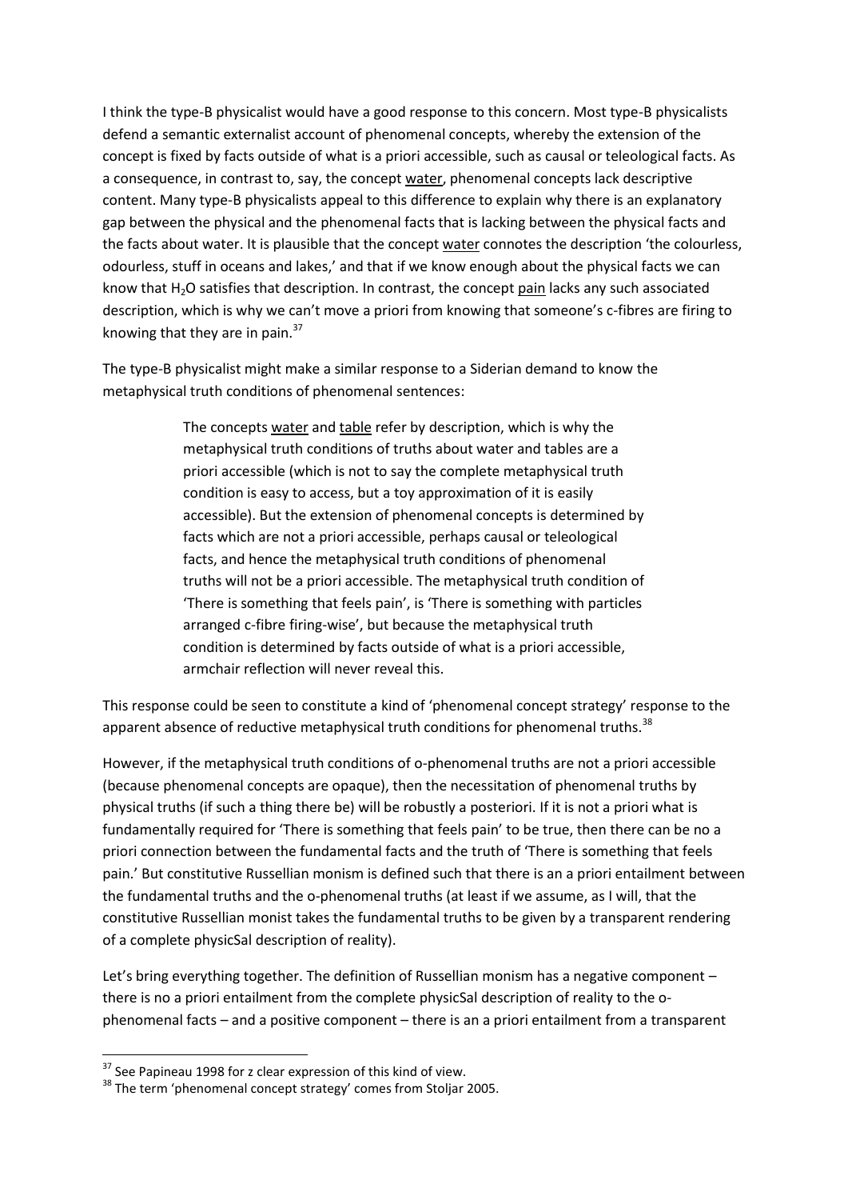I think the type-B physicalist would have a good response to this concern. Most type-B physicalists defend a semantic externalist account of phenomenal concepts, whereby the extension of the concept is fixed by facts outside of what is a priori accessible, such as causal or teleological facts. As a consequence, in contrast to, say, the concept water, phenomenal concepts lack descriptive content. Many type-B physicalists appeal to this difference to explain why there is an explanatory gap between the physical and the phenomenal facts that is lacking between the physical facts and the facts about water. It is plausible that the concept water connotes the description 'the colourless, odourless, stuff in oceans and lakes,' and that if we know enough about the physical facts we can know that $H_2O$ satisfies that description. In contrast, the concept pain lacks any such associated description, which is why we can't move a priori from knowing that someone's c-fibres are firing to knowing that they are in pain.[37]

The type-B physicalist might make a similar response to a Siderian demand to know the metaphysical truth conditions of phenomenal sentences:

> The concepts water and table refer by description, which is why the metaphysical truth conditions of truths about water and tables are a priori accessible (which is not to say the complete metaphysical truth condition is easy to access, but a toy approximation of it is easily accessible). But the extension of phenomenal concepts is determined by facts which are not a priori accessible, perhaps causal or teleological facts, and hence the metaphysical truth conditions of phenomenal truths will not be a priori accessible. The metaphysical truth condition of 'There is something that feels pain', is 'There is something with particles arranged c-fibre firing-wise', but because the metaphysical truth condition is determined by facts outside of what is a priori accessible, armchair reflection will never reveal this.

This response could be seen to constitute a kind of 'phenomenal concept strategy' response to the apparent absence of reductive metaphysical truth conditions for phenomenal truths.[38]

However, if the metaphysical truth conditions of o-phenomenal truths are not a priori accessible (because phenomenal concepts are opaque), then the necessitation of phenomenal truths by physical truths (if such a thing there be) will be robustly a posteriori. If it is not a priori what is fundamentally required for 'There is something that feels pain' to be true, then there can be no a priori connection between the fundamental facts and the truth of 'There is something that feels pain.' But constitutive Russellian monism is defined such that there is an a priori entailment between the fundamental truths and the o-phenomenal truths (at least if we assume, as I will, that the constitutive Russellian monist takes the fundamental truths to be given by a transparent rendering of a complete physicSal description of reality).

Let's bring everything together. The definition of Russellian monism has a negative component – there is no a priori entailment from the complete physicSal description of reality to the o-phenomenal facts – and a positive component – there is an a priori entailment from a transparent

[37] See Papineau 1998 for z clear expression of this kind of view.

[38] The term 'phenomenal concept strategy' comes from Stoljar 2005.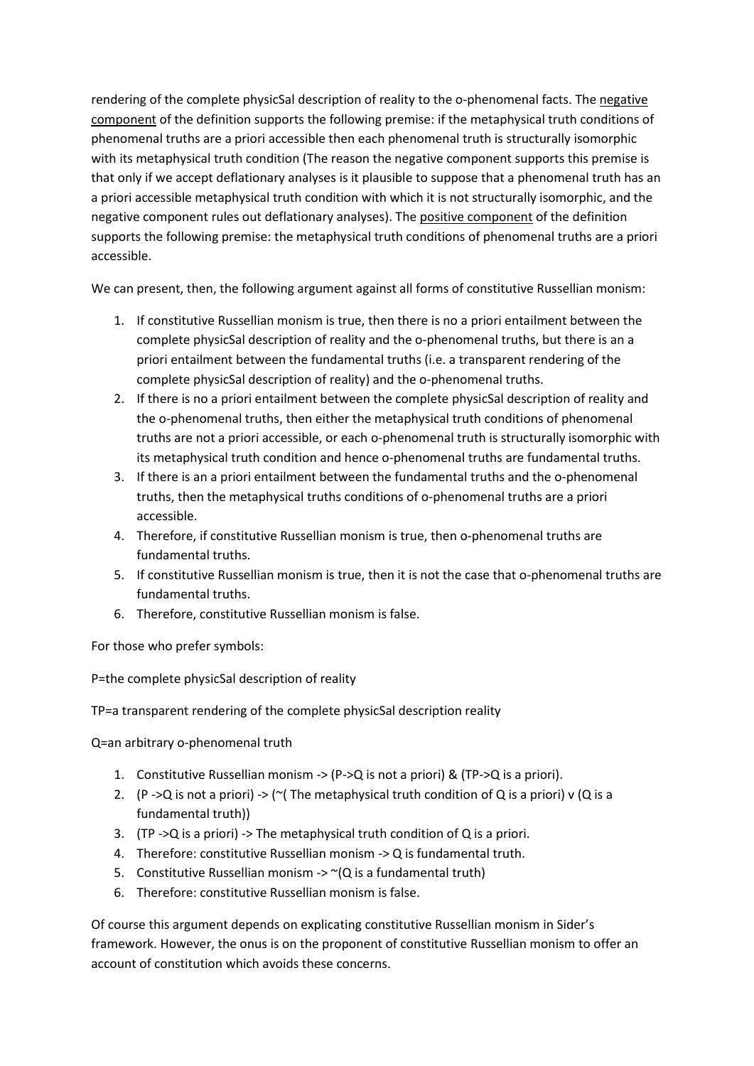rendering of the complete physicSal description of reality to the o-phenomenal facts. The negative component of the definition supports the following premise: if the metaphysical truth conditions of phenomenal truths are a priori accessible then each phenomenal truth is structurally isomorphic with its metaphysical truth condition (The reason the negative component supports this premise is that only if we accept deflationary analyses is it plausible to suppose that a phenomenal truth has an a priori accessible metaphysical truth condition with which it is not structurally isomorphic, and the negative component rules out deflationary analyses). The positive component of the definition supports the following premise: the metaphysical truth conditions of phenomenal truths are a priori accessible.

We can present, then, the following argument against all forms of constitutive Russellian monism:

1. If constitutive Russellian monism is true, then there is no a priori entailment between the complete physicSal description of reality and the o-phenomenal truths, but there is an a priori entailment between the fundamental truths (i.e. a transparent rendering of the complete physicSal description of reality) and the o-phenomenal truths.
2. If there is no a priori entailment between the complete physicSal description of reality and the o-phenomenal truths, then either the metaphysical truth conditions of phenomenal truths are not a priori accessible, or each o-phenomenal truth is structurally isomorphic with its metaphysical truth condition and hence o-phenomenal truths are fundamental truths.
3. If there is an a priori entailment between the fundamental truths and the o-phenomenal truths, then the metaphysical truths conditions of o-phenomenal truths are a priori accessible.
4. Therefore, if constitutive Russellian monism is true, then o-phenomenal truths are fundamental truths.
5. If constitutive Russellian monism is true, then it is not the case that o-phenomenal truths are fundamental truths.
6. Therefore, constitutive Russellian monism is false.

For those who prefer symbols:

P=the complete physicSal description of reality

TP=a transparent rendering of the complete physicSal description reality

Q=an arbitrary o-phenomenal truth

1. Constitutive Russellian monism -> (P->Q is not a priori) & (TP->Q is a priori).
2. (P ->Q is not a priori) -> (~( The metaphysical truth condition of Q is a priori) v (Q is a fundamental truth))
3. (TP ->Q is a priori) -> The metaphysical truth condition of Q is a priori.
4. Therefore: constitutive Russellian monism -> Q is fundamental truth.
5. Constitutive Russellian monism -> ~(Q is a fundamental truth)
6. Therefore: constitutive Russellian monism is false.

Of course this argument depends on explicating constitutive Russellian monism in Sider's framework. However, the onus is on the proponent of constitutive Russellian monism to offer an account of constitution which avoids these concerns.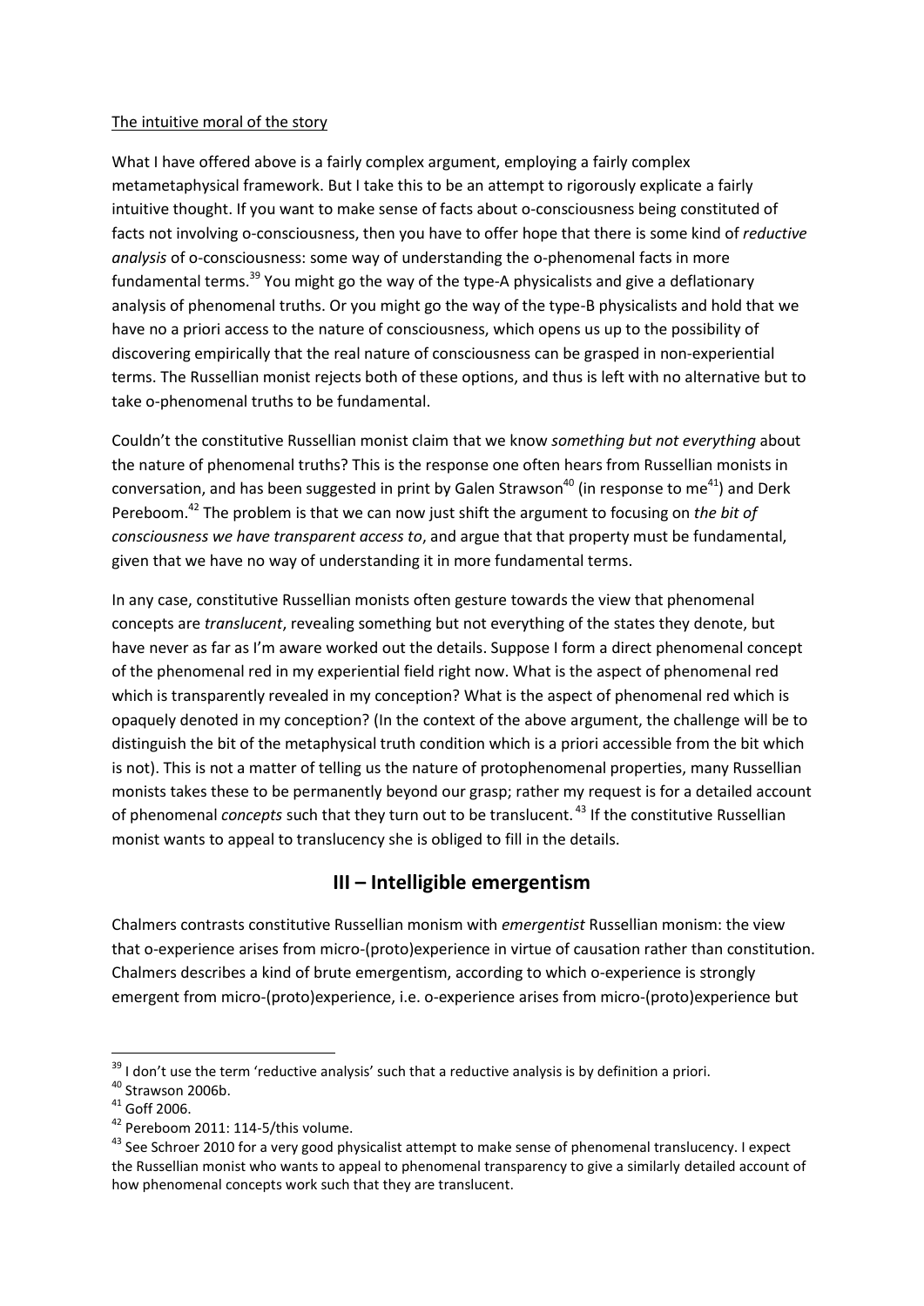The intuitive moral of the story

What I have offered above is a fairly complex argument, employing a fairly complex metametaphysical framework. But I take this to be an attempt to rigorously explicate a fairly intuitive thought. If you want to make sense of facts about o-consciousness being constituted of facts not involving o-consciousness, then you have to offer hope that there is some kind of *reductive analysis* of o-consciousness: some way of understanding the o-phenomenal facts in more fundamental terms.[39] You might go the way of the type-A physicalists and give a deflationary analysis of phenomenal truths. Or you might go the way of the type-B physicalists and hold that we have no a priori access to the nature of consciousness, which opens us up to the possibility of discovering empirically that the real nature of consciousness can be grasped in non-experiential terms. The Russellian monist rejects both of these options, and thus is left with no alternative but to take o-phenomenal truths to be fundamental.

Couldn't the constitutive Russellian monist claim that we know *something but not everything* about the nature of phenomenal truths? This is the response one often hears from Russellian monists in conversation, and has been suggested in print by Galen Strawson[40] (in response to me[41]) and Derk Pereboom.[42] The problem is that we can now just shift the argument to focusing on *the bit of consciousness we have transparent access to*, and argue that that property must be fundamental, given that we have no way of understanding it in more fundamental terms.

In any case, constitutive Russellian monists often gesture towards the view that phenomenal concepts are *translucent*, revealing something but not everything of the states they denote, but have never as far as I'm aware worked out the details. Suppose I form a direct phenomenal concept of the phenomenal red in my experiential field right now. What is the aspect of phenomenal red which is transparently revealed in my conception? What is the aspect of phenomenal red which is opaquely denoted in my conception? (In the context of the above argument, the challenge will be to distinguish the bit of the metaphysical truth condition which is a priori accessible from the bit which is not). This is not a matter of telling us the nature of protophenomenal properties, many Russellian monists takes these to be permanently beyond our grasp; rather my request is for a detailed account of phenomenal *concepts* such that they turn out to be translucent.[43] If the constitutive Russellian monist wants to appeal to translucency she is obliged to fill in the details.

## III – Intelligible emergentism

Chalmers contrasts constitutive Russellian monism with *emergentist* Russellian monism: the view that o-experience arises from micro-(proto)experience in virtue of causation rather than constitution. Chalmers describes a kind of brute emergentism, according to which o-experience is strongly emergent from micro-(proto)experience, i.e. o-experience arises from micro-(proto)experience but

[39] I don't use the term 'reductive analysis' such that a reductive analysis is by definition a priori.

[40] Strawson 2006b.

[41] Goff 2006.

[42] Pereboom 2011: 114-5/this volume.

[43] See Schroer 2010 for a very good physicalist attempt to make sense of phenomenal translucency. I expect the Russellian monist who wants to appeal to phenomenal transparency to give a similarly detailed account of how phenomenal concepts work such that they are translucent.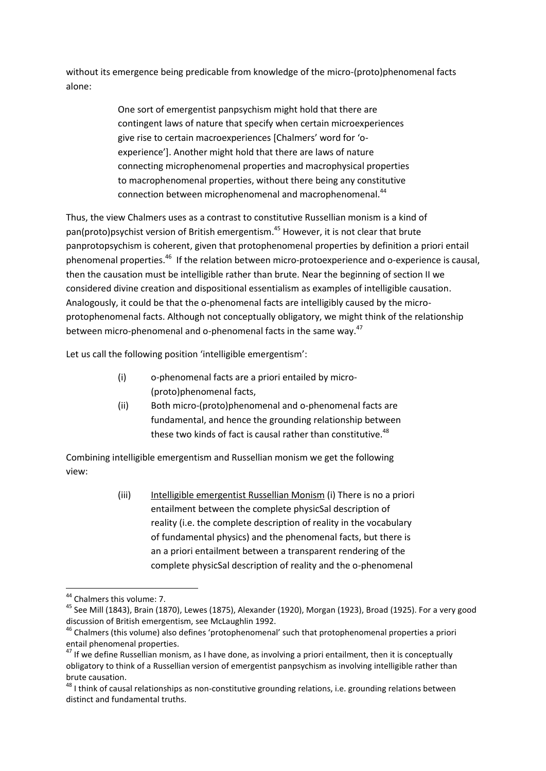without its emergence being predicable from knowledge of the micro-(proto)phenomenal facts alone:

> One sort of emergentist panpsychism might hold that there are contingent laws of nature that specify when certain microexperiences give rise to certain macroexperiences [Chalmers' word for 'o-experience']. Another might hold that there are laws of nature connecting microphenomenal properties and macrophysical properties to macrophenomenal properties, without there being any constitutive connection between microphenomenal and macrophenomenal.[44]

Thus, the view Chalmers uses as a contrast to constitutive Russellian monism is a kind of pan(proto)psychist version of British emergentism.[45] However, it is not clear that brute panprotopsychism is coherent, given that protophenomenal properties by definition a priori entail phenomenal properties.[46] If the relation between micro-protoexperience and o-experience is causal, then the causation must be intelligible rather than brute. Near the beginning of section II we considered divine creation and dispositional essentialism as examples of intelligible causation. Analogously, it could be that the o-phenomenal facts are intelligibly caused by the micro-protophenomenal facts. Although not conceptually obligatory, we might think of the relationship between micro-phenomenal and o-phenomenal facts in the same way.[47]

Let us call the following position 'intelligible emergentism':

> (i) o-phenomenal facts are a priori entailed by micro-(proto)phenomenal facts,
>
> (ii) Both micro-(proto)phenomenal and o-phenomenal facts are fundamental, and hence the grounding relationship between these two kinds of fact is causal rather than constitutive.[48]

Combining intelligible emergentism and Russellian monism we get the following view:

> (iii) Intelligible emergentist Russellian Monism (i) There is no a priori entailment between the complete physicSal description of reality (i.e. the complete description of reality in the vocabulary of fundamental physics) and the phenomenal facts, but there is an a priori entailment between a transparent rendering of the complete physicSal description of reality and the o-phenomenal

---

[44] Chalmers this volume: 7.

[45] See Mill (1843), Brain (1870), Lewes (1875), Alexander (1920), Morgan (1923), Broad (1925). For a very good discussion of British emergentism, see McLaughlin 1992.

[46] Chalmers (this volume) also defines 'protophenomenal' such that protophenomenal properties a priori entail phenomenal properties.

[47] If we define Russellian monism, as I have done, as involving a priori entailment, then it is conceptually obligatory to think of a Russellian version of emergentist panpsychism as involving intelligible rather than brute causation.

[48] I think of causal relationships as non-constitutive grounding relations, i.e. grounding relations between distinct and fundamental truths.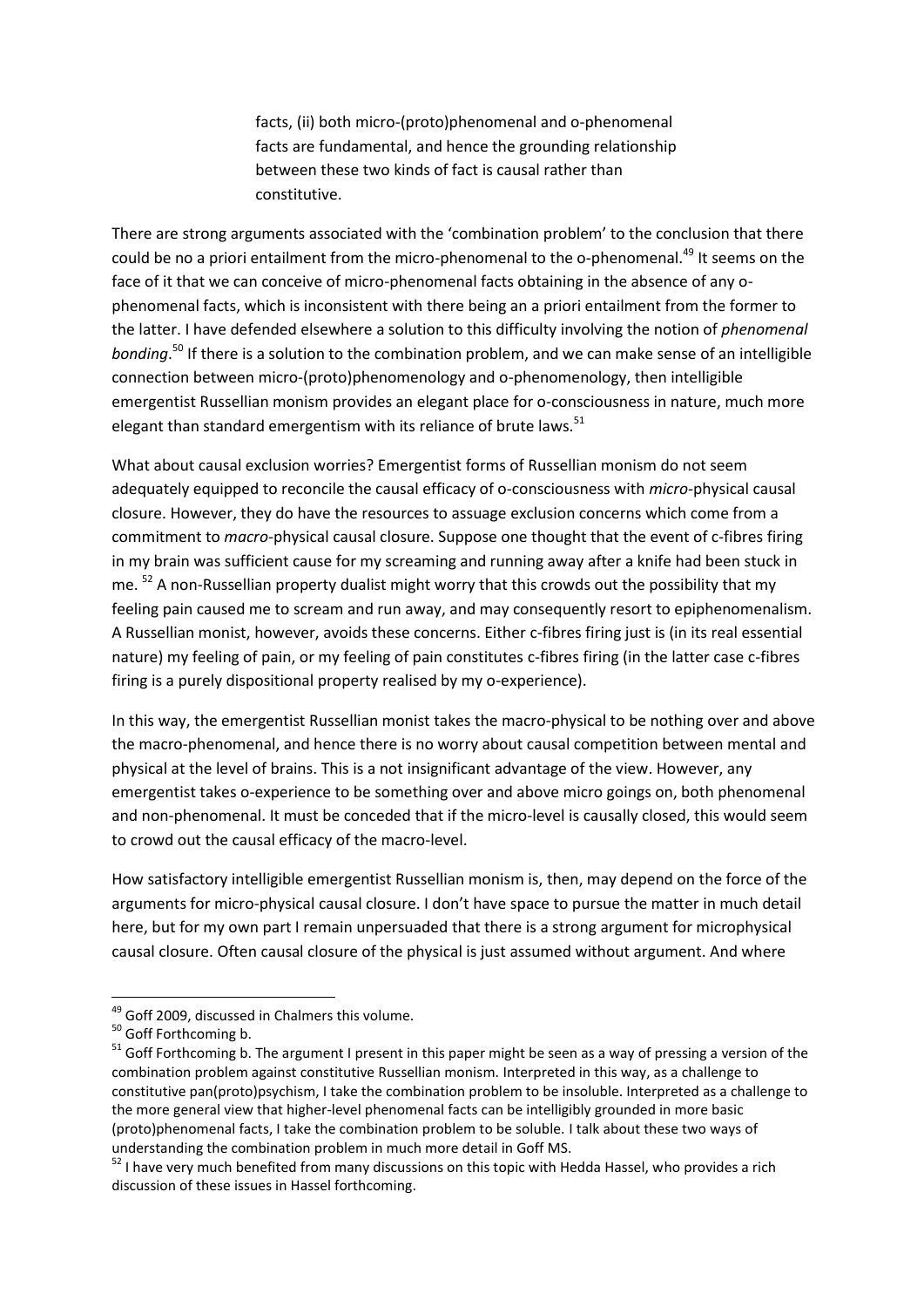facts, (ii) both micro-(proto)phenomenal and o-phenomenal facts are fundamental, and hence the grounding relationship between these two kinds of fact is causal rather than constitutive.

There are strong arguments associated with the 'combination problem' to the conclusion that there could be no a priori entailment from the micro-phenomenal to the o-phenomenal.[49] It seems on the face of it that we can conceive of micro-phenomenal facts obtaining in the absence of any o-phenomenal facts, which is inconsistent with there being an a priori entailment from the former to the latter. I have defended elsewhere a solution to this difficulty involving the notion of *phenomenal bonding*.[50] If there is a solution to the combination problem, and we can make sense of an intelligible connection between micro-(proto)phenomenology and o-phenomenology, then intelligible emergentist Russellian monism provides an elegant place for o-consciousness in nature, much more elegant than standard emergentism with its reliance of brute laws.[51]

What about causal exclusion worries? Emergentist forms of Russellian monism do not seem adequately equipped to reconcile the causal efficacy of o-consciousness with *micro*-physical causal closure. However, they do have the resources to assuage exclusion concerns which come from a commitment to *macro*-physical causal closure. Suppose one thought that the event of c-fibres firing in my brain was sufficient cause for my screaming and running away after a knife had been stuck in me. [52] A non-Russellian property dualist might worry that this crowds out the possibility that my feeling pain caused me to scream and run away, and may consequently resort to epiphenomenalism. A Russellian monist, however, avoids these concerns. Either c-fibres firing just is (in its real essential nature) my feeling of pain, or my feeling of pain constitutes c-fibres firing (in the latter case c-fibres firing is a purely dispositional property realised by my o-experience).

In this way, the emergentist Russellian monist takes the macro-physical to be nothing over and above the macro-phenomenal, and hence there is no worry about causal competition between mental and physical at the level of brains. This is a not insignificant advantage of the view. However, any emergentist takes o-experience to be something over and above micro goings on, both phenomenal and non-phenomenal. It must be conceded that if the micro-level is causally closed, this would seem to crowd out the causal efficacy of the macro-level.

How satisfactory intelligible emergentist Russellian monism is, then, may depend on the force of the arguments for micro-physical causal closure. I don't have space to pursue the matter in much detail here, but for my own part I remain unpersuaded that there is a strong argument for microphysical causal closure. Often causal closure of the physical is just assumed without argument. And where

---

[49] Goff 2009, discussed in Chalmers this volume.

[50] Goff Forthcoming b.

[51] Goff Forthcoming b. The argument I present in this paper might be seen as a way of pressing a version of the combination problem against constitutive Russellian monism. Interpreted in this way, as a challenge to constitutive pan(proto)psychism, I take the combination problem to be insoluble. Interpreted as a challenge to the more general view that higher-level phenomenal facts can be intelligibly grounded in more basic (proto)phenomenal facts, I take the combination problem to be soluble. I talk about these two ways of understanding the combination problem in much more detail in Goff MS.

[52] I have very much benefited from many discussions on this topic with Hedda Hassel, who provides a rich discussion of these issues in Hassel forthcoming.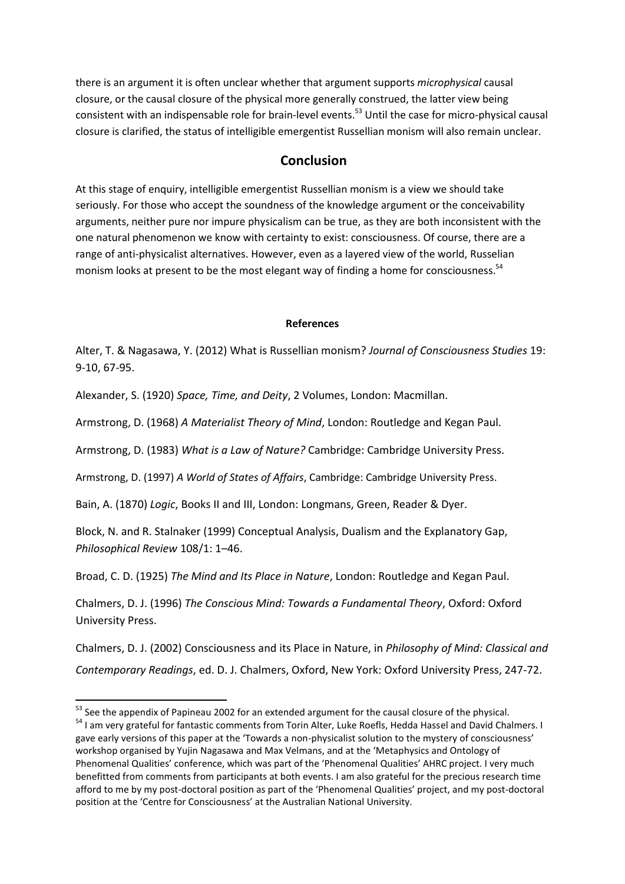there is an argument it is often unclear whether that argument supports *microphysical* causal closure, or the causal closure of the physical more generally construed, the latter view being consistent with an indispensable role for brain-level events.[53] Until the case for micro-physical causal closure is clarified, the status of intelligible emergentist Russellian monism will also remain unclear.

## Conclusion

At this stage of enquiry, intelligible emergentist Russellian monism is a view we should take seriously. For those who accept the soundness of the knowledge argument or the conceivability arguments, neither pure nor impure physicalism can be true, as they are both inconsistent with the one natural phenomenon we know with certainty to exist: consciousness. Of course, there are a range of anti-physicalist alternatives. However, even as a layered view of the world, Russelian monism looks at present to be the most elegant way of finding a home for consciousness.[54]

**References**

Alter, T. & Nagasawa, Y. (2012) What is Russellian monism? *Journal of Consciousness Studies* 19: 9-10, 67-95.

Alexander, S. (1920) *Space, Time, and Deity*, 2 Volumes, London: Macmillan.

Armstrong, D. (1968) *A Materialist Theory of Mind*, London: Routledge and Kegan Paul.

Armstrong, D. (1983) *What is a Law of Nature?* Cambridge: Cambridge University Press.

Armstrong, D. (1997) *A World of States of Affairs*, Cambridge: Cambridge University Press.

Bain, A. (1870) *Logic*, Books II and III, London: Longmans, Green, Reader & Dyer.

Block, N. and R. Stalnaker (1999) Conceptual Analysis, Dualism and the Explanatory Gap, *Philosophical Review* 108/1: 1–46.

Broad, C. D. (1925) *The Mind and Its Place in Nature*, London: Routledge and Kegan Paul.

Chalmers, D. J. (1996) *The Conscious Mind: Towards a Fundamental Theory*, Oxford: Oxford University Press.

Chalmers, D. J. (2002) Consciousness and its Place in Nature, in *Philosophy of Mind: Classical and Contemporary Readings*, ed. D. J. Chalmers, Oxford, New York: Oxford University Press, 247-72.

---

[53] See the appendix of Papineau 2002 for an extended argument for the causal closure of the physical.

[54] I am very grateful for fantastic comments from Torin Alter, Luke Roefls, Hedda Hassel and David Chalmers. I gave early versions of this paper at the 'Towards a non-physicalist solution to the mystery of consciousness' workshop organised by Yujin Nagasawa and Max Velmans, and at the 'Metaphysics and Ontology of Phenomenal Qualities' conference, which was part of the 'Phenomenal Qualities' AHRC project. I very much benefitted from comments from participants at both events. I am also grateful for the precious research time afford to me by my post-doctoral position as part of the 'Phenomenal Qualities' project, and my post-doctoral position at the 'Centre for Consciousness' at the Australian National University.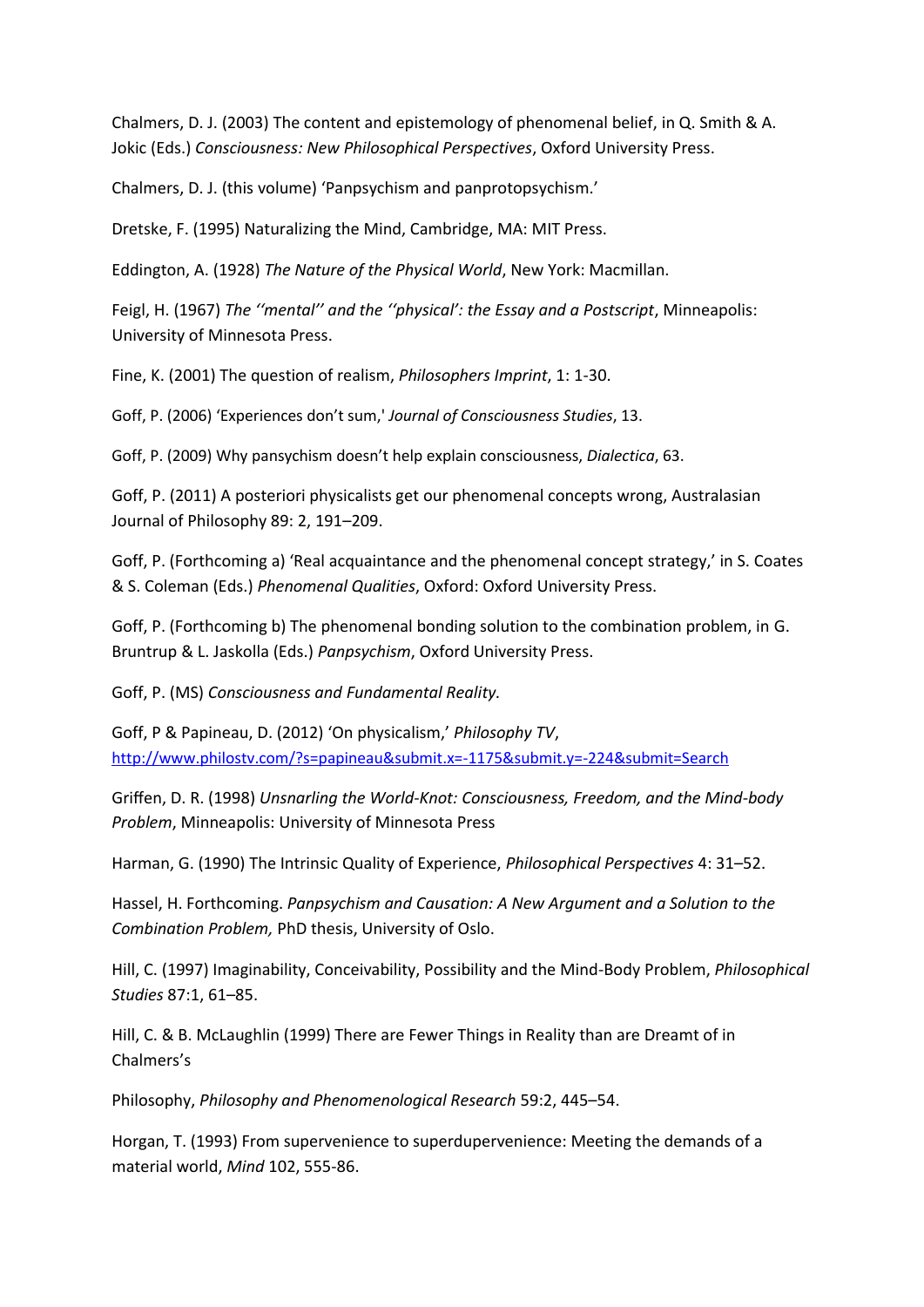Chalmers, D. J. (2003) The content and epistemology of phenomenal belief, in Q. Smith & A. Jokic (Eds.) *Consciousness: New Philosophical Perspectives*, Oxford University Press.

Chalmers, D. J. (this volume) 'Panpsychism and panprotopsychism.'

Dretske, F. (1995) Naturalizing the Mind, Cambridge, MA: MIT Press.

Eddington, A. (1928) *The Nature of the Physical World*, New York: Macmillan.

Feigl, H. (1967) *The ''mental'' and the ''physical': the Essay and a Postscript*, Minneapolis: University of Minnesota Press.

Fine, K. (2001) The question of realism, *Philosophers Imprint*, 1: 1-30.

Goff, P. (2006) 'Experiences don't sum,' *Journal of Consciousness Studies*, 13.

Goff, P. (2009) Why pansychism doesn't help explain consciousness, *Dialectica*, 63.

Goff, P. (2011) A posteriori physicalists get our phenomenal concepts wrong, Australasian Journal of Philosophy 89: 2, 191–209.

Goff, P. (Forthcoming a) 'Real acquaintance and the phenomenal concept strategy,' in S. Coates & S. Coleman (Eds.) *Phenomenal Qualities*, Oxford: Oxford University Press.

Goff, P. (Forthcoming b) The phenomenal bonding solution to the combination problem, in G. Bruntrup & L. Jaskolla (Eds.) *Panpsychism*, Oxford University Press.

Goff, P. (MS) *Consciousness and Fundamental Reality.*

Goff, P & Papineau, D. (2012) 'On physicalism,' *Philosophy TV*, http://www.philostv.com/?s=papineau&submit.x=-1175&submit.y=-224&submit=Search

Griffen, D. R. (1998) *Unsnarling the World-Knot: Consciousness, Freedom, and the Mind-body Problem*, Minneapolis: University of Minnesota Press

Harman, G. (1990) The Intrinsic Quality of Experience, *Philosophical Perspectives* 4: 31–52.

Hassel, H. Forthcoming. *Panpsychism and Causation: A New Argument and a Solution to the Combination Problem,* PhD thesis, University of Oslo.

Hill, C. (1997) Imaginability, Conceivability, Possibility and the Mind-Body Problem, *Philosophical Studies* 87:1, 61–85.

Hill, C. & B. McLaughlin (1999) There are Fewer Things in Reality than are Dreamt of in Chalmers's

Philosophy, *Philosophy and Phenomenological Research* 59:2, 445–54.

Horgan, T. (1993) From supervenience to superdupervenience: Meeting the demands of a material world, *Mind* 102, 555-86.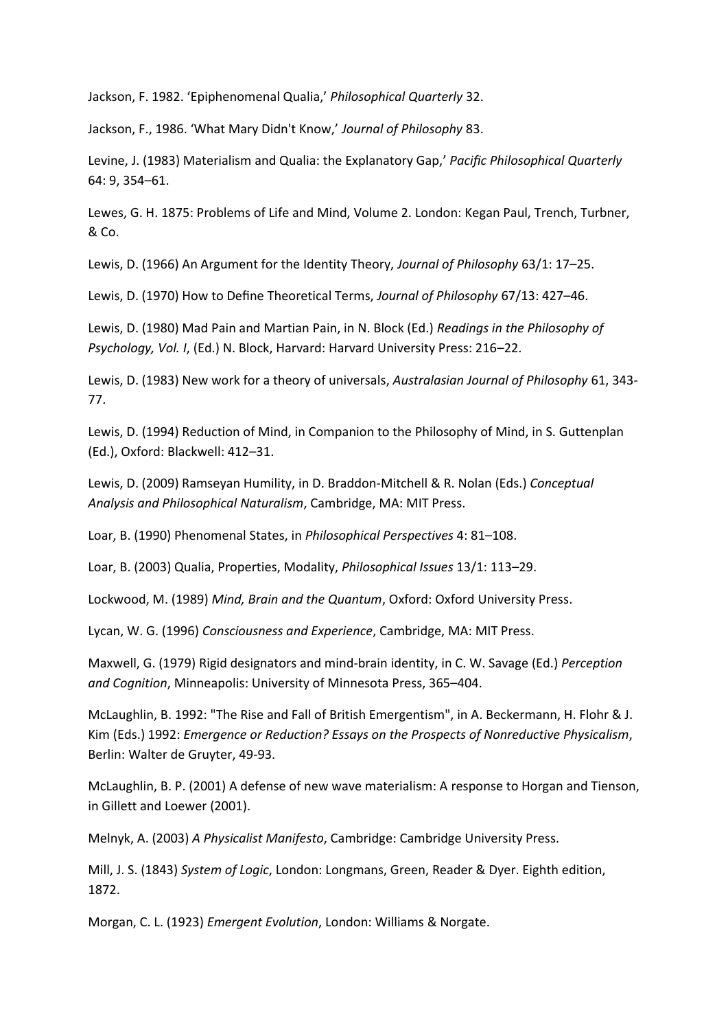Jackson, F. 1982. ‘Epiphenomenal Qualia,’ *Philosophical Quarterly* 32.

Jackson, F., 1986. ‘What Mary Didn't Know,’ *Journal of Philosophy* 83.

Levine, J. (1983) Materialism and Qualia: the Explanatory Gap,’ *Pacific Philosophical Quarterly* 64: 9, 354–61.

Lewes, G. H. 1875: Problems of Life and Mind, Volume 2. London: Kegan Paul, Trench, Turbner, & Co.

Lewis, D. (1966) An Argument for the Identity Theory, *Journal of Philosophy* 63/1: 17–25.

Lewis, D. (1970) How to Define Theoretical Terms, *Journal of Philosophy* 67/13: 427–46.

Lewis, D. (1980) Mad Pain and Martian Pain, in N. Block (Ed.) *Readings in the Philosophy of Psychology, Vol. I*, (Ed.) N. Block, Harvard: Harvard University Press: 216–22.

Lewis, D. (1983) New work for a theory of universals, *Australasian Journal of Philosophy* 61, 343-77.

Lewis, D. (1994) Reduction of Mind, in Companion to the Philosophy of Mind, in S. Guttenplan (Ed.), Oxford: Blackwell: 412–31.

Lewis, D. (2009) Ramseyan Humility, in D. Braddon-Mitchell & R. Nolan (Eds.) *Conceptual Analysis and Philosophical Naturalism*, Cambridge, MA: MIT Press.

Loar, B. (1990) Phenomenal States, in *Philosophical Perspectives* 4: 81–108.

Loar, B. (2003) Qualia, Properties, Modality, *Philosophical Issues* 13/1: 113–29.

Lockwood, M. (1989) *Mind, Brain and the Quantum*, Oxford: Oxford University Press.

Lycan, W. G. (1996) *Consciousness and Experience*, Cambridge, MA: MIT Press.

Maxwell, G. (1979) Rigid designators and mind-brain identity, in C. W. Savage (Ed.) *Perception and Cognition*, Minneapolis: University of Minnesota Press, 365–404.

McLaughlin, B. 1992: "The Rise and Fall of British Emergentism", in A. Beckermann, H. Flohr & J. Kim (Eds.) 1992: *Emergence or Reduction? Essays on the Prospects of Nonreductive Physicalism*, Berlin: Walter de Gruyter, 49-93.

McLaughlin, B. P. (2001) A defense of new wave materialism: A response to Horgan and Tienson, in Gillett and Loewer (2001).

Melnyk, A. (2003) *A Physicalist Manifesto*, Cambridge: Cambridge University Press.

Mill, J. S. (1843) *System of Logic*, London: Longmans, Green, Reader & Dyer. Eighth edition, 1872.

Morgan, C. L. (1923) *Emergent Evolution*, London: Williams & Norgate.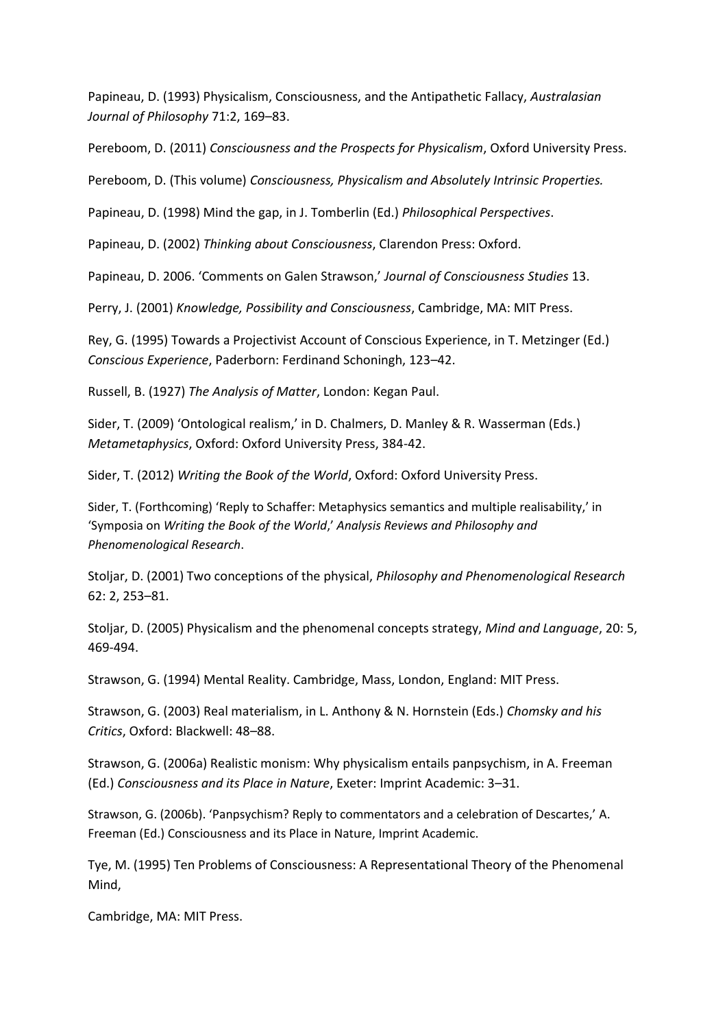Papineau, D. (1993) Physicalism, Consciousness, and the Antipathetic Fallacy, *Australasian Journal of Philosophy* 71:2, 169–83.

Pereboom, D. (2011) *Consciousness and the Prospects for Physicalism*, Oxford University Press.

Pereboom, D. (This volume) *Consciousness, Physicalism and Absolutely Intrinsic Properties.*

Papineau, D. (1998) Mind the gap, in J. Tomberlin (Ed.) *Philosophical Perspectives*.

Papineau, D. (2002) *Thinking about Consciousness*, Clarendon Press: Oxford.

Papineau, D. 2006. 'Comments on Galen Strawson,' *Journal of Consciousness Studies* 13.

Perry, J. (2001) *Knowledge, Possibility and Consciousness*, Cambridge, MA: MIT Press.

Rey, G. (1995) Towards a Projectivist Account of Conscious Experience, in T. Metzinger (Ed.) *Conscious Experience*, Paderborn: Ferdinand Schoningh, 123–42.

Russell, B. (1927) *The Analysis of Matter*, London: Kegan Paul.

Sider, T. (2009) 'Ontological realism,' in D. Chalmers, D. Manley & R. Wasserman (Eds.) *Metametaphysics*, Oxford: Oxford University Press, 384-42.

Sider, T. (2012) *Writing the Book of the World*, Oxford: Oxford University Press.

Sider, T. (Forthcoming) 'Reply to Schaffer: Metaphysics semantics and multiple realisability,' in 'Symposia on *Writing the Book of the World*,' *Analysis Reviews and Philosophy and Phenomenological Research*.

Stoljar, D. (2001) Two conceptions of the physical, *Philosophy and Phenomenological Research* 62: 2, 253–81.

Stoljar, D. (2005) Physicalism and the phenomenal concepts strategy, *Mind and Language*, 20: 5, 469-494.

Strawson, G. (1994) Mental Reality. Cambridge, Mass, London, England: MIT Press.

Strawson, G. (2003) Real materialism, in L. Anthony & N. Hornstein (Eds.) *Chomsky and his Critics*, Oxford: Blackwell: 48–88.

Strawson, G. (2006a) Realistic monism: Why physicalism entails panpsychism, in A. Freeman (Ed.) *Consciousness and its Place in Nature*, Exeter: Imprint Academic: 3–31.

Strawson, G. (2006b). 'Panpsychism? Reply to commentators and a celebration of Descartes,' A. Freeman (Ed.) Consciousness and its Place in Nature, Imprint Academic.

Tye, M. (1995) Ten Problems of Consciousness: A Representational Theory of the Phenomenal Mind,

Cambridge, MA: MIT Press.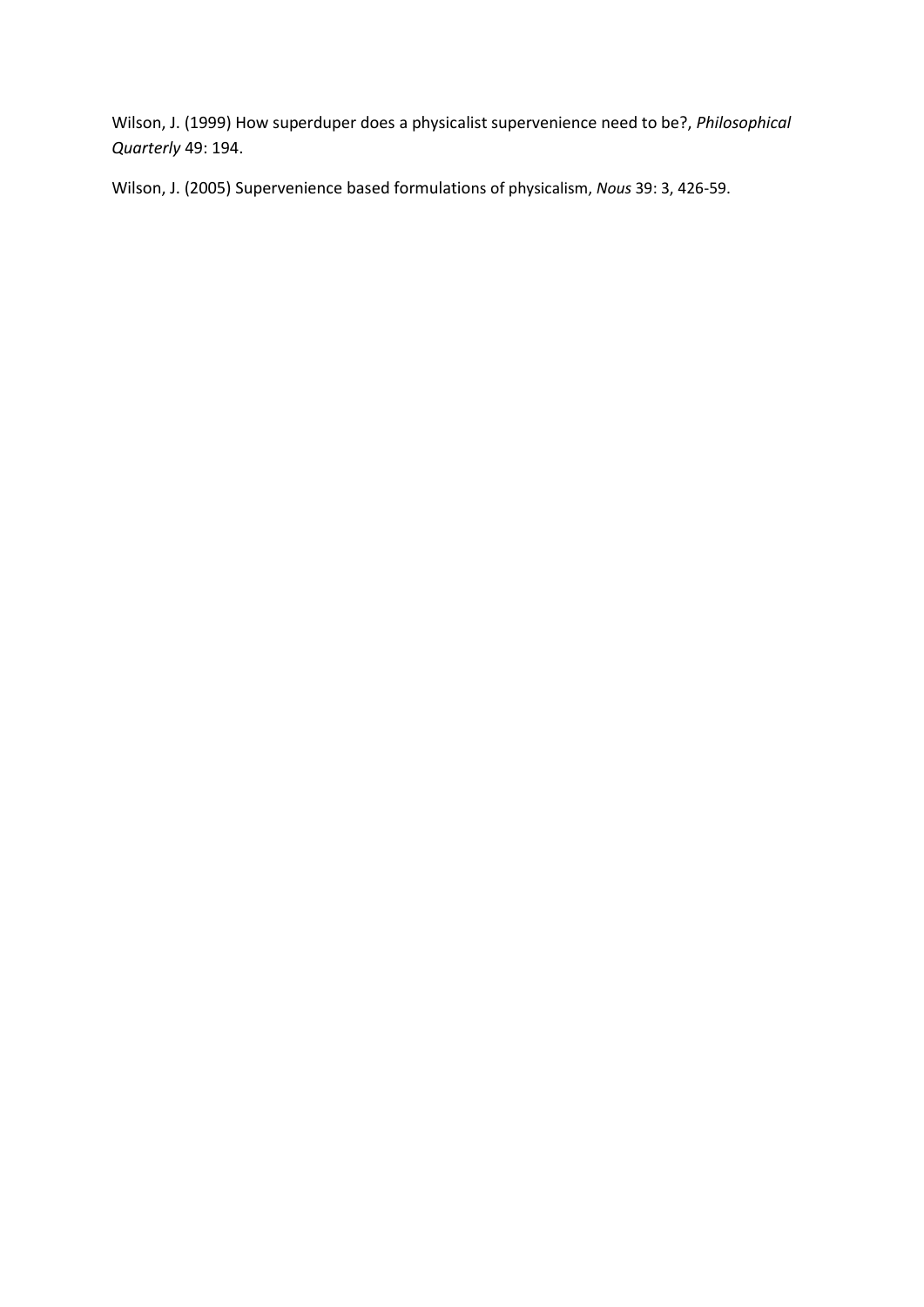Wilson, J. (1999) How superduper does a physicalist supervenience need to be?, *Philosophical Quarterly* 49: 194.

Wilson, J. (2005) Supervenience based formulations of physicalism, *Nous* 39: 3, 426-59.